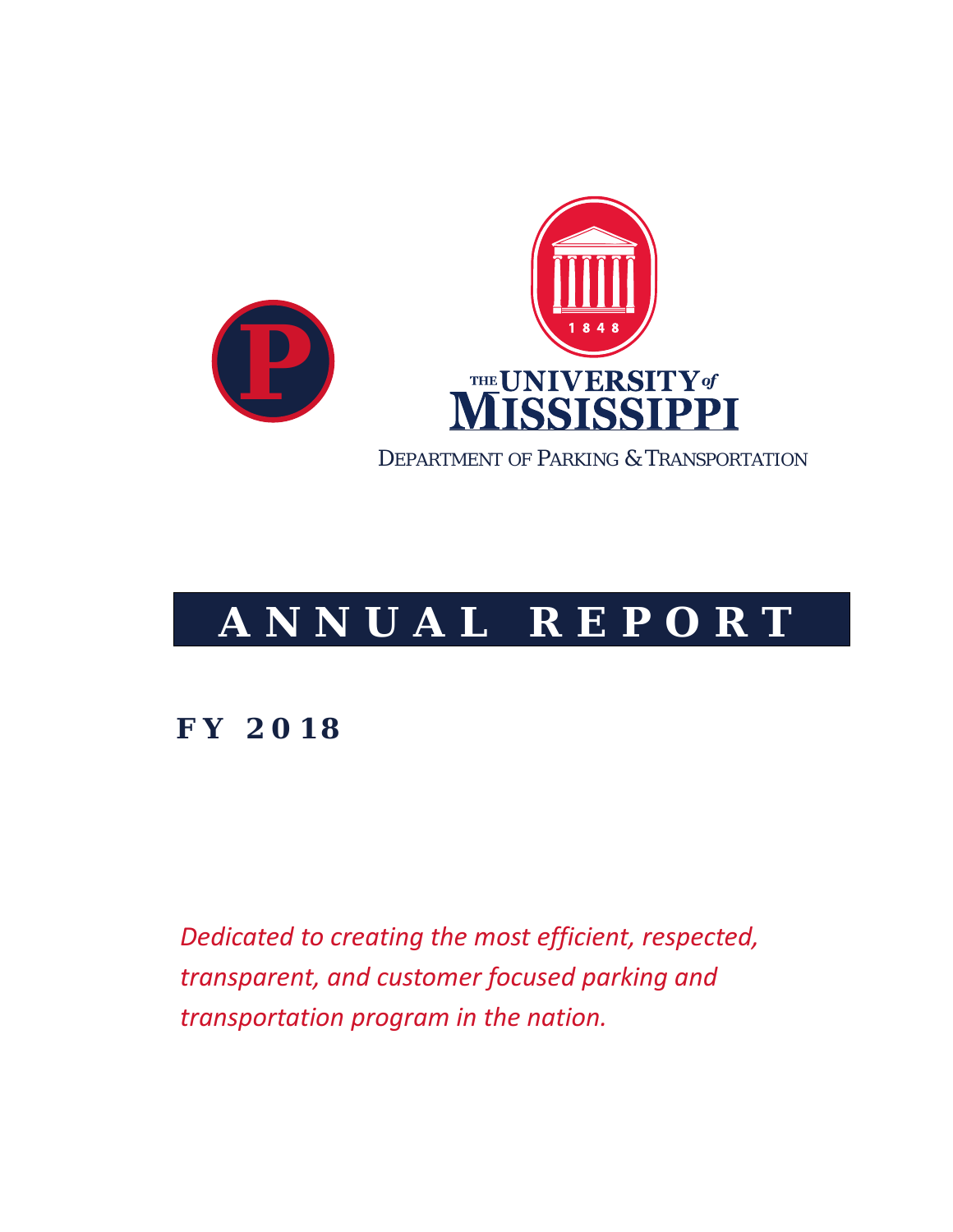THE UNIVERSITY of MISSISSIPPI

1848

DEPARTMENT OF PARKING & TRANSPORTATION

# ANNUAL REPORT

## FY 2018

*Dedicated to creating the most efficient, respected, transparent, and customer focused parking and transportation program in the nation.*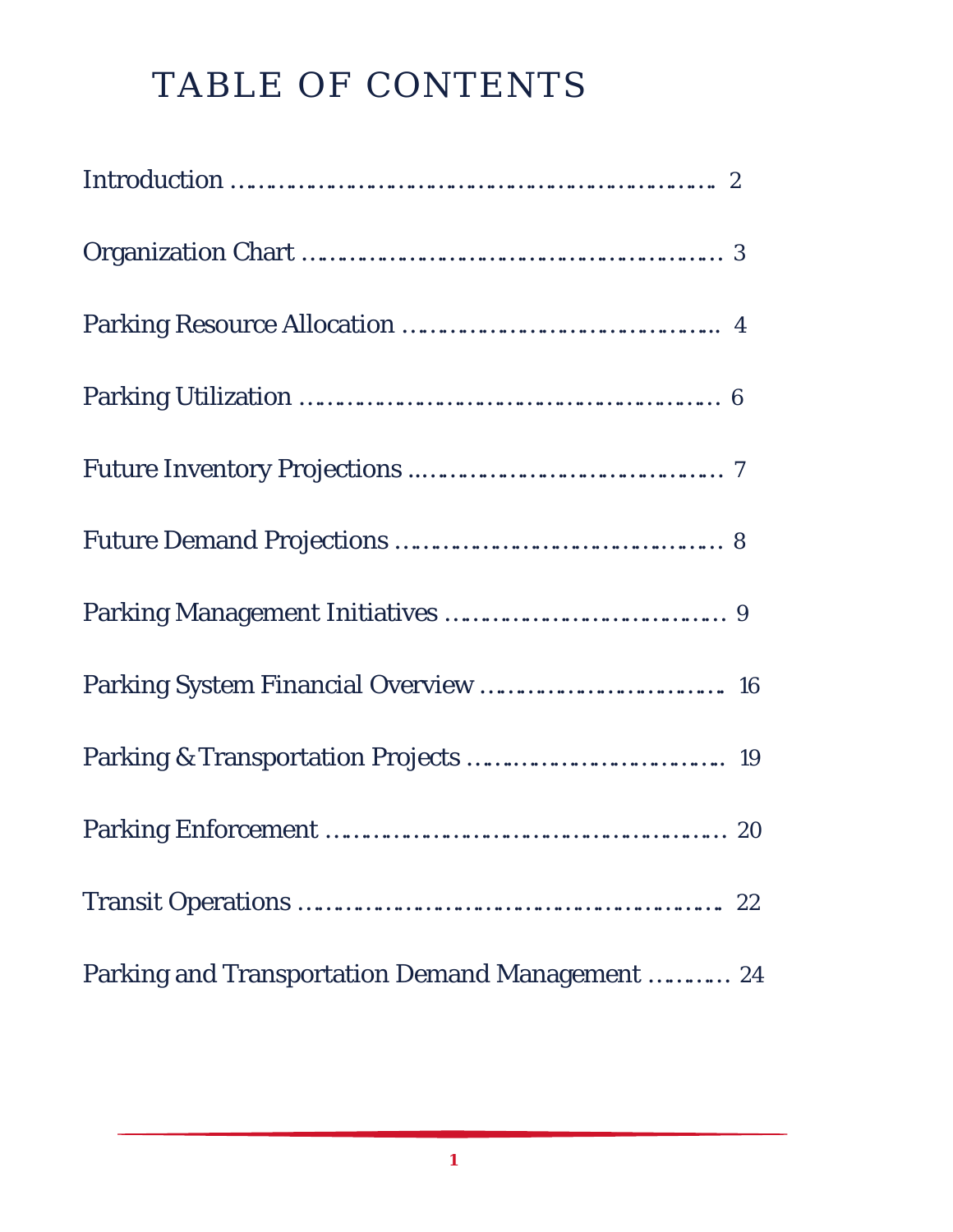# TABLE OF CONTENTS

Introduction ........................................................ 2

Organization Chart ................................................ 3

Parking Resource Allocation ................................... 4

Parking Utilization ................................................ 6

Future Inventory Projections ................................... 7

Future Demand Projections ..................................... 8

Parking Management Initiatives ............................. 9

Parking System Financial Overview ....................... 16

Parking & Transportation Projects ......................... 19

Parking Enforcement ............................................ 20

Transit Operations ................................................ 22

Parking and Transportation Demand Management .......... 24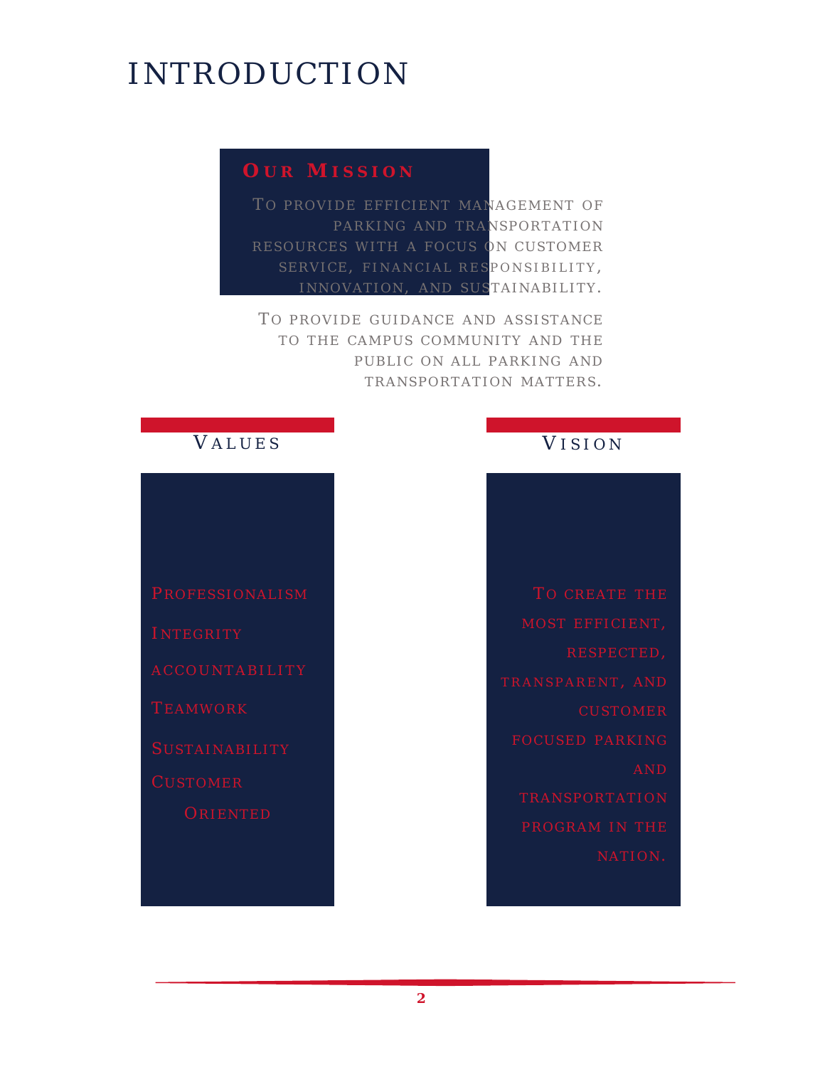# INTRODUCTION

## Our Mission

To provide efficient management of parking and transportation resources with a focus on customer service, financial responsibility, innovation, and sustainability.

To provide guidance and assistance to the campus community and the public on all parking and transportation matters.

## Values

- Professionalism
- Integrity
- accountability
- Teamwork
- Sustainability
- Customer Oriented

## Vision

To create the most efficient, respected, transparent, and customer focused parking and transportation program in the nation.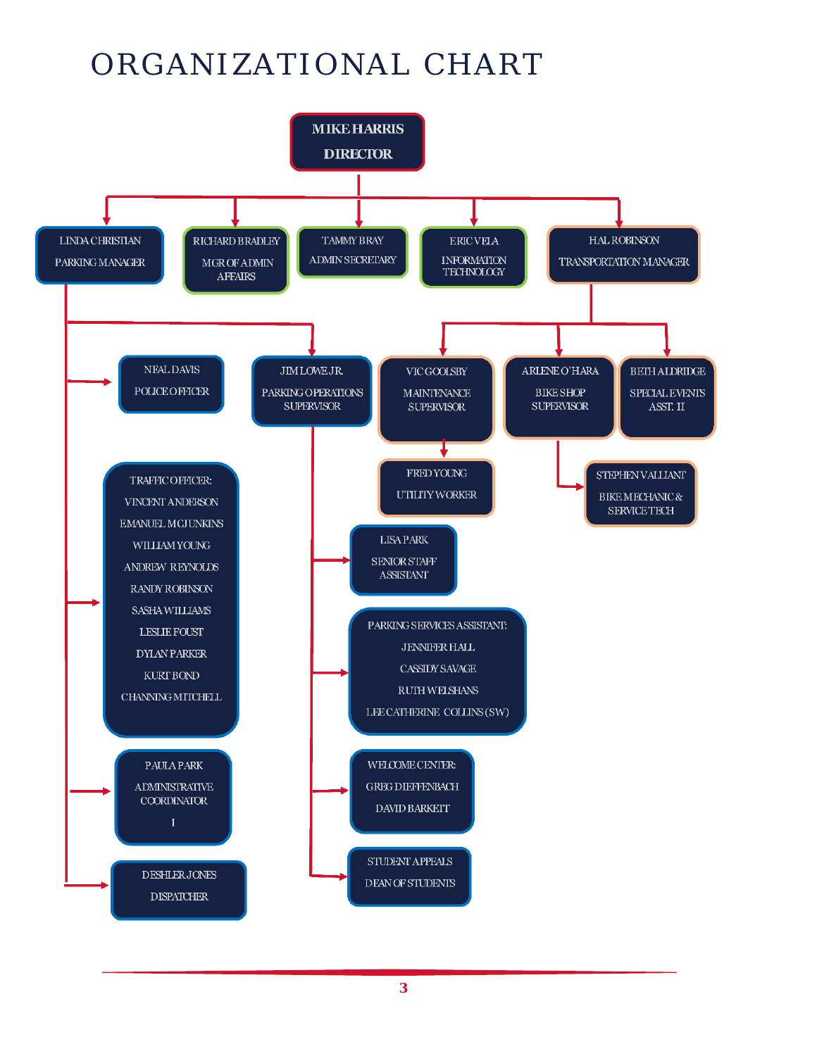# ORGANIZATIONAL CHART

- **MIKE HARRIS** — DIRECTOR
  - LINDA CHRISTIAN — PARKING MANAGER
    - NEAL DAVIS — POLICE OFFICER
    - JIM LOWE JR. — PARKING OPERATIONS SUPERVISOR
      - LISA PARK — SENIOR STAFF ASSISTANT
      - PARKING SERVICES ASSISTANT:
        - JENNIFER HALL
        - CASSIDY SAVAGE
        - RUTH WELSHANS
        - LEE CATHERINE COLLINS (SW)
      - WELCOME CENTER:
        - GREG DIEFFENBACH
        - DAVID BARKETT
      - STUDENT APPEALS — DEAN OF STUDENTS
    - TRAFFIC OFFICER:
      - VINCENT ANDERSON
      - EMANUEL MCJUNKINS
      - WILLIAM YOUNG
      - ANDREW REYNOLDS
      - RANDY ROBINSON
      - SASHA WILLIAMS
      - LESLIE FOUST
      - DYLAN PARKER
      - KURT BOND
      - CHANNING MITCHELL
    - PAULA PARK — ADMINISTRATIVE COORDINATOR I
    - DESHLER JONES — DISPATCHER
  - RICHARD BRADLEY — MGR OF ADMIN AFFAIRS
  - TAMMY BRAY — ADMIN SECRETARY
  - ERIC VELA — INFORMATION TECHNOLOGY
  - HAL ROBINSON — TRANSPORTATION MANAGER
    - VIC GOOLSBY — MAINTENANCE SUPERVISOR
      - FRED YOUNG — UTILITY WORKER
    - ARLENE O'HARA — BIKE SHOP SUPERVISOR
      - STEPHEN VALLIANT — BIKE MECHANIC & SERVICE TECH
    - BETH ALDRIDGE — SPECIAL EVENTS ASST. II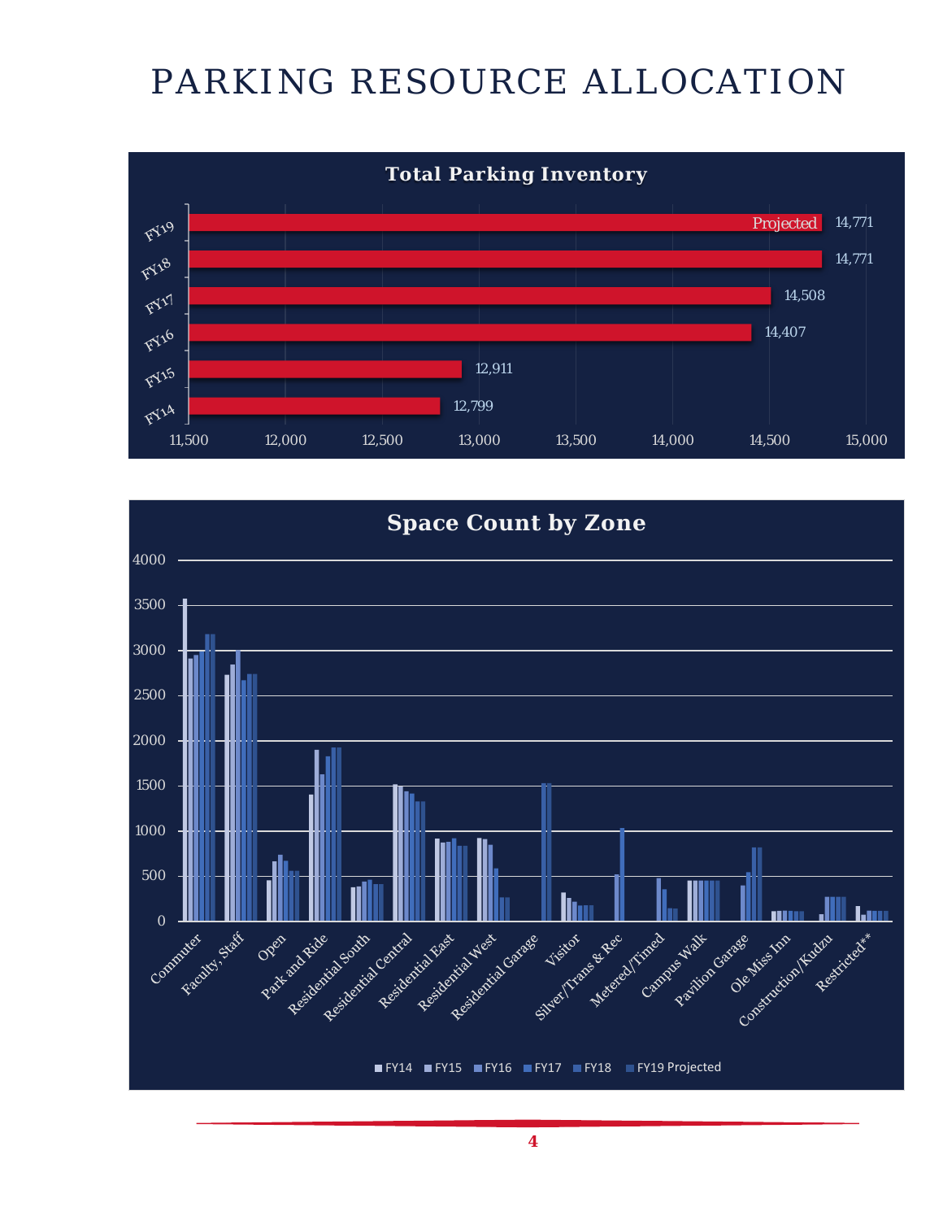# PARKING RESOURCE ALLOCATION

## Total Parking Inventory

| Fiscal Year | Spaces |
|---|---|
| FY14 | 12,799 |
| FY15 | 12,911 |
| FY16 | 14,407 |
| FY17 | 14,508 |
| FY18 | 14,771 |
| FY19 (Projected) | 14,771 |

## Space Count by Zone

Zones: Commuter, Faculty, Staff, Open, Park and Ride, Residential South, Residential Central, Residential East, Residential West, Residential Garage, Visitor, Silver/Trans & Rec, Metered/Timed, Campus Walk, Pavilion Garage, Ole Miss Inn, Construction/Kudzu, Restricted**

Legend: FY14, FY15, FY16, FY17, FY18, FY19 Projected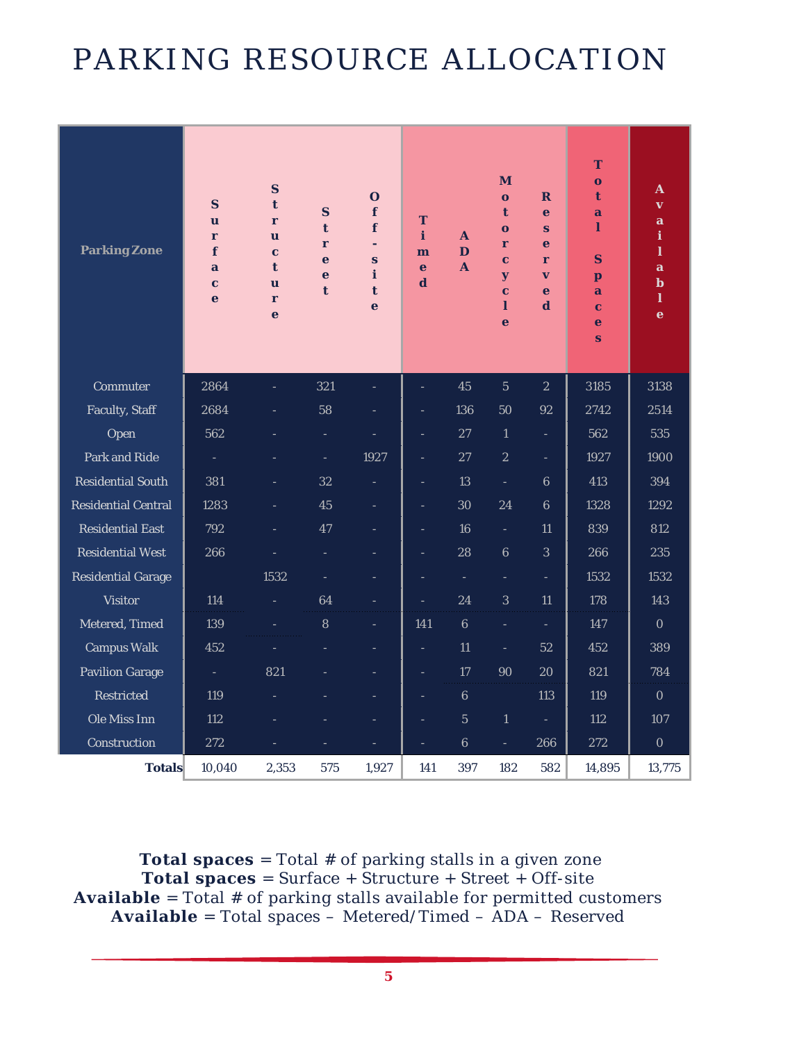# PARKING RESOURCE ALLOCATION

| Parking Zone | Surface | Structure | Street | Off-site | Timed | ADA | Motorcycle | Reserved | Total Spaces | Available |
|---|---|---|---|---|---|---|---|---|---|---|
| Commuter | 2864 | - | 321 | - | - | 45 | 5 | 2 | 3185 | 3138 |
| Faculty, Staff | 2684 | - | 58 | - | - | 136 | 50 | 92 | 2742 | 2514 |
| Open | 562 | - | - | - | - | 27 | 1 | - | 562 | 535 |
| Park and Ride | - | - | - | 1927 | - | 27 | 2 | - | 1927 | 1900 |
| Residential South | 381 | - | 32 | - | - | 13 | - | 6 | 413 | 394 |
| Residential Central | 1283 | - | 45 | - | - | 30 | 24 | 6 | 1328 | 1292 |
| Residential East | 792 | - | 47 | - | - | 16 | - | 11 | 839 | 812 |
| Residential West | 266 | - | - | - | - | 28 | 6 | 3 | 266 | 235 |
| Residential Garage | | 1532 | - | - | - | - | - | - | 1532 | 1532 |
| Visitor | 114 | - | 64 | - | - | 24 | 3 | 11 | 178 | 143 |
| Metered, Timed | 139 | - | 8 | - | 141 | 6 | - | - | 147 | 0 |
| Campus Walk | 452 | - | - | - | - | 11 | - | 52 | 452 | 389 |
| Pavilion Garage | - | 821 | - | - | - | 17 | 90 | 20 | 821 | 784 |
| Restricted | 119 | - | - | - | - | 6 | | 113 | 119 | 0 |
| Ole Miss Inn | 112 | - | - | - | - | 5 | 1 | - | 112 | 107 |
| Construction | 272 | - | - | - | - | 6 | - | 266 | 272 | 0 |
| **Totals** | 10,040 | 2,353 | 575 | 1,927 | 141 | 397 | 182 | 582 | 14,895 | 13,775 |

**Total spaces** = Total # of parking stalls in a given zone
**Total spaces** = Surface + Structure + Street + Off-site
**Available** = Total # of parking stalls available for permitted customers
**Available** = Total spaces – Metered/Timed – ADA – Reserved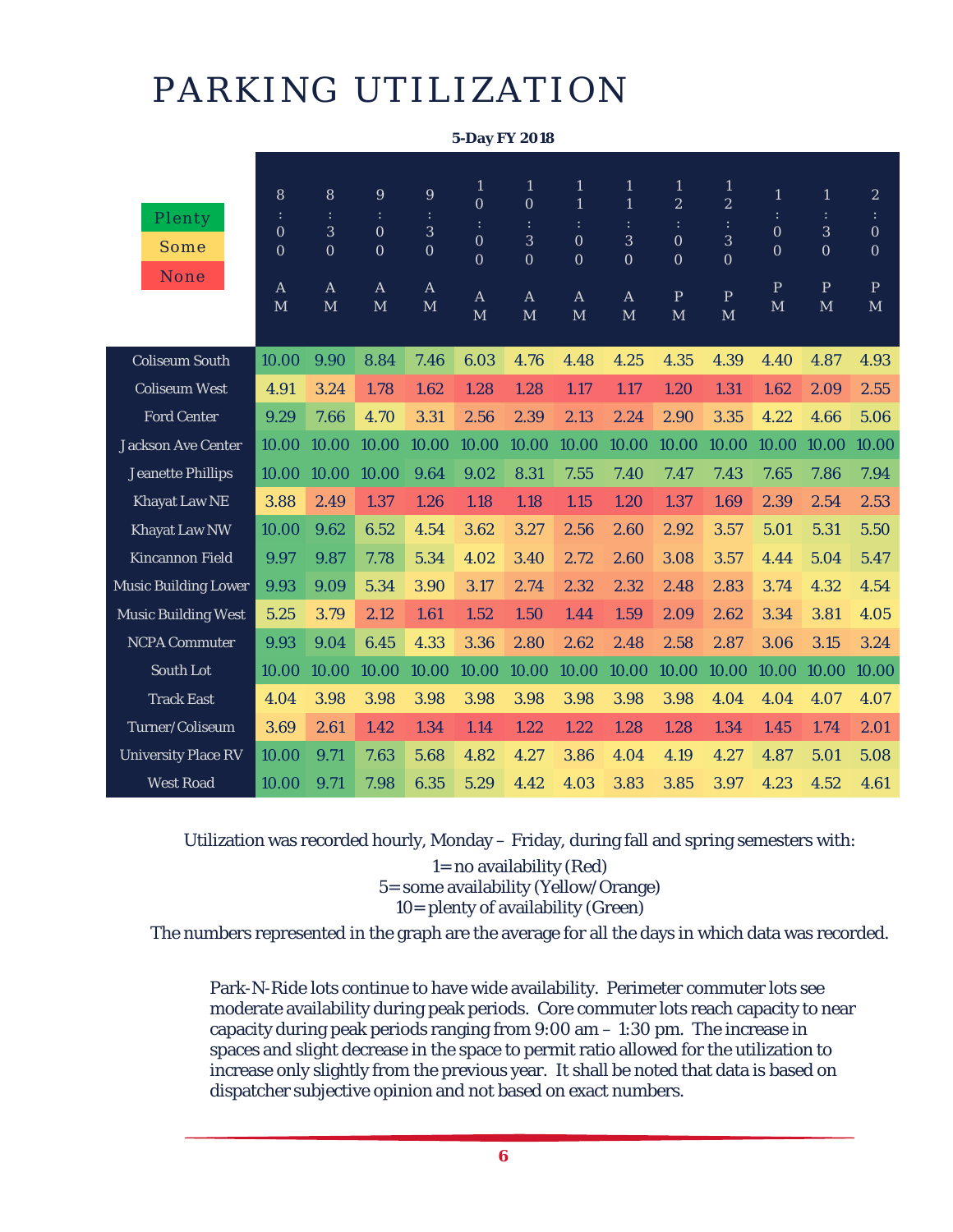# PARKING UTILIZATION

**5-Day FY 2018**

Plenty | Some | None

| | 8:00 AM | 8:30 AM | 9:00 AM | 9:30 AM | 10:00 AM | 10:30 AM | 11:00 AM | 11:30 AM | 12:00 PM | 12:30 PM | 1:00 PM | 1:30 PM | 2:00 PM |
|---|---|---|---|---|---|---|---|---|---|---|---|---|---|
| Coliseum South | 10.00 | 9.90 | 8.84 | 7.46 | 6.03 | 4.76 | 4.48 | 4.25 | 4.35 | 4.39 | 4.40 | 4.87 | 4.93 |
| Coliseum West | 4.91 | 3.24 | 1.78 | 1.62 | 1.28 | 1.28 | 1.17 | 1.17 | 1.20 | 1.31 | 1.62 | 2.09 | 2.55 |
| Ford Center | 9.29 | 7.66 | 4.70 | 3.31 | 2.56 | 2.39 | 2.13 | 2.24 | 2.90 | 3.35 | 4.22 | 4.66 | 5.06 |
| Jackson Ave Center | 10.00 | 10.00 | 10.00 | 10.00 | 10.00 | 10.00 | 10.00 | 10.00 | 10.00 | 10.00 | 10.00 | 10.00 | 10.00 |
| Jeanette Phillips | 10.00 | 10.00 | 10.00 | 9.64 | 9.02 | 8.31 | 7.55 | 7.40 | 7.47 | 7.43 | 7.65 | 7.86 | 7.94 |
| Khayat Law NE | 3.88 | 2.49 | 1.37 | 1.26 | 1.18 | 1.18 | 1.15 | 1.20 | 1.37 | 1.69 | 2.39 | 2.54 | 2.53 |
| Khayat Law NW | 10.00 | 9.62 | 6.52 | 4.54 | 3.62 | 3.27 | 2.56 | 2.60 | 2.92 | 3.57 | 5.01 | 5.31 | 5.50 |
| Kincannon Field | 9.97 | 9.87 | 7.78 | 5.34 | 4.02 | 3.40 | 2.72 | 2.60 | 3.08 | 3.57 | 4.44 | 5.04 | 5.47 |
| Music Building Lower | 9.93 | 9.09 | 5.34 | 3.90 | 3.17 | 2.74 | 2.32 | 2.32 | 2.48 | 2.83 | 3.74 | 4.32 | 4.54 |
| Music Building West | 5.25 | 3.79 | 2.12 | 1.61 | 1.52 | 1.50 | 1.44 | 1.59 | 2.09 | 2.62 | 3.34 | 3.81 | 4.05 |
| NCPA Commuter | 9.93 | 9.04 | 6.45 | 4.33 | 3.36 | 2.80 | 2.62 | 2.48 | 2.58 | 2.87 | 3.06 | 3.15 | 3.24 |
| South Lot | 10.00 | 10.00 | 10.00 | 10.00 | 10.00 | 10.00 | 10.00 | 10.00 | 10.00 | 10.00 | 10.00 | 10.00 | 10.00 |
| Track East | 4.04 | 3.98 | 3.98 | 3.98 | 3.98 | 3.98 | 3.98 | 3.98 | 3.98 | 4.04 | 4.04 | 4.07 | 4.07 |
| Turner/Coliseum | 3.69 | 2.61 | 1.42 | 1.34 | 1.14 | 1.22 | 1.22 | 1.28 | 1.28 | 1.34 | 1.45 | 1.74 | 2.01 |
| University Place RV | 10.00 | 9.71 | 7.63 | 5.68 | 4.82 | 4.27 | 3.86 | 4.04 | 4.19 | 4.27 | 4.87 | 5.01 | 5.08 |
| West Road | 10.00 | 9.71 | 7.98 | 6.35 | 5.29 | 4.42 | 4.03 | 3.83 | 3.85 | 3.97 | 4.23 | 4.52 | 4.61 |

Utilization was recorded hourly, Monday – Friday, during fall and spring semesters with:

1=no availability (Red)
5=some availability (Yellow/Orange)
10=plenty of availability (Green)

The numbers represented in the graph are the average for all the days in which data was recorded.

Park-N-Ride lots continue to have wide availability. Perimeter commuter lots see moderate availability during peak periods. Core commuter lots reach capacity to near capacity during peak periods ranging from 9:00 am – 1:30 pm. The increase in spaces and slight decrease in the space to permit ratio allowed for the utilization to increase only slightly from the previous year. It shall be noted that data is based on dispatcher subjective opinion and not based on exact numbers.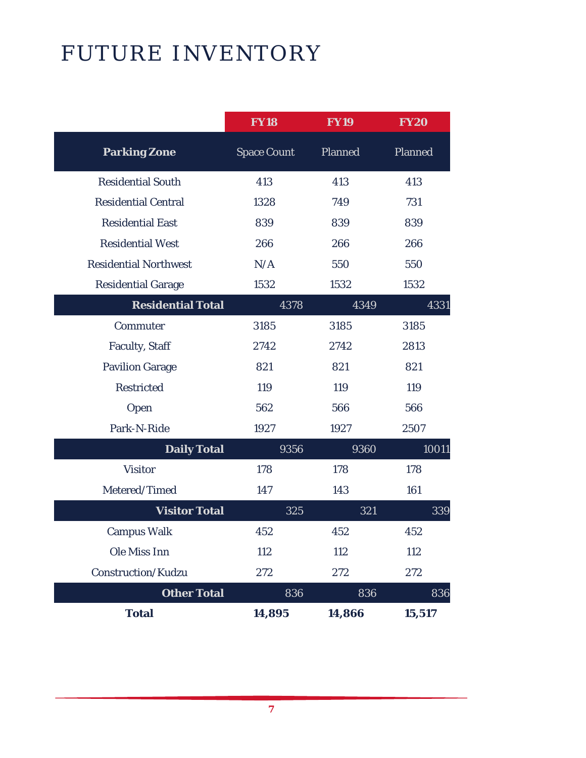# FUTURE INVENTORY

| | FY18 | FY19 | FY20 |
|---|---|---|---|
| **Parking Zone** | Space Count | Planned | Planned |
| Residential South | 413 | 413 | 413 |
| Residential Central | 1328 | 749 | 731 |
| Residential East | 839 | 839 | 839 |
| Residential West | 266 | 266 | 266 |
| Residential Northwest | N/A | 550 | 550 |
| Residential Garage | 1532 | 1532 | 1532 |
| **Residential Total** | 4378 | 4349 | 4331 |
| Commuter | 3185 | 3185 | 3185 |
| Faculty, Staff | 2742 | 2742 | 2813 |
| Pavilion Garage | 821 | 821 | 821 |
| Restricted | 119 | 119 | 119 |
| Open | 562 | 566 | 566 |
| Park-N-Ride | 1927 | 1927 | 2507 |
| **Daily Total** | 9356 | 9360 | 10011 |
| Visitor | 178 | 178 | 178 |
| Metered/Timed | 147 | 143 | 161 |
| **Visitor Total** | 325 | 321 | 339 |
| Campus Walk | 452 | 452 | 452 |
| Ole Miss Inn | 112 | 112 | 112 |
| Construction/Kudzu | 272 | 272 | 272 |
| **Other Total** | 836 | 836 | 836 |
| **Total** | **14,895** | **14,866** | **15,517** |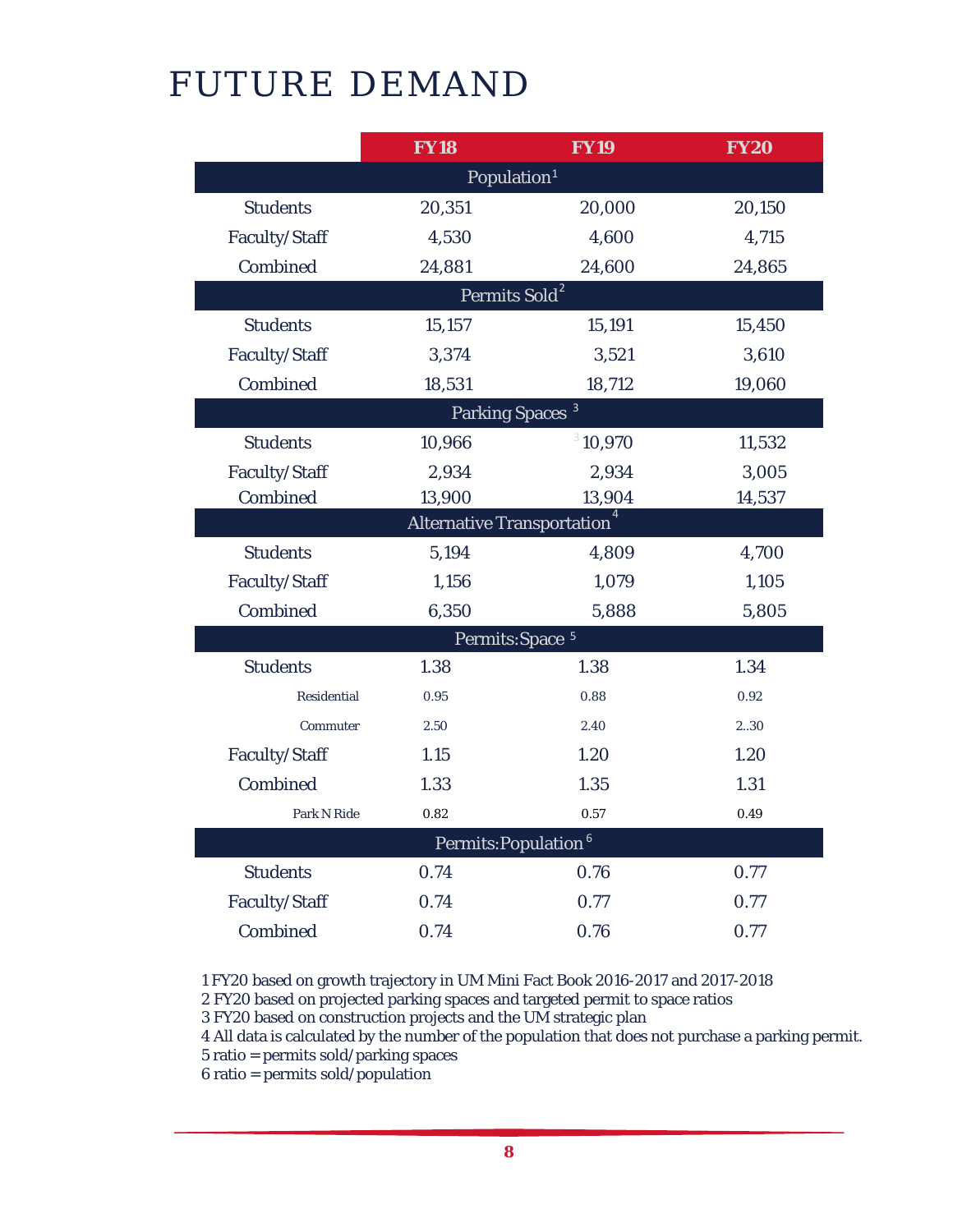# FUTURE DEMAND

| | FY18 | FY19 | FY20 |
|---|---|---|---|
| **Population[1]** | | | |
| Students | 20,351 | 20,000 | 20,150 |
| Faculty/Staff | 4,530 | 4,600 | 4,715 |
| Combined | 24,881 | 24,600 | 24,865 |
| **Permits Sold[2]** | | | |
| Students | 15,157 | 15,191 | 15,450 |
| Faculty/Staff | 3,374 | 3,521 | 3,610 |
| Combined | 18,531 | 18,712 | 19,060 |
| **Parking Spaces[3]** | | | |
| Students | 10,966 | [3] 10,970 | 11,532 |
| Faculty/Staff | 2,934 | 2,934 | 3,005 |
| Combined | 13,900 | 13,904 | 14,537 |
| **Alternative Transportation[4]** | | | |
| Students | 5,194 | 4,809 | 4,700 |
| Faculty/Staff | 1,156 | 1,079 | 1,105 |
| Combined | 6,350 | 5,888 | 5,805 |
| **Permits:Space[5]** | | | |
| Students | 1.38 | 1.38 | 1.34 |
| Residential | 0.95 | 0.88 | 0.92 |
| Commuter | 2.50 | 2.40 | 2..30 |
| Faculty/Staff | 1.15 | 1.20 | 1.20 |
| Combined | 1.33 | 1.35 | 1.31 |
| Park N Ride | 0.82 | 0.57 | 0.49 |
| **Permits:Population[6]** | | | |
| Students | 0.74 | 0.76 | 0.77 |
| Faculty/Staff | 0.74 | 0.77 | 0.77 |
| Combined | 0.74 | 0.76 | 0.77 |

1 FY20 based on growth trajectory in UM Mini Fact Book 2016-2017 and 2017-2018
2 FY20 based on projected parking spaces and targeted permit to space ratios
3 FY20 based on construction projects and the UM strategic plan
4 All data is calculated by the number of the population that does not purchase a parking permit.
5 ratio = permits sold/parking spaces
6 ratio = permits sold/population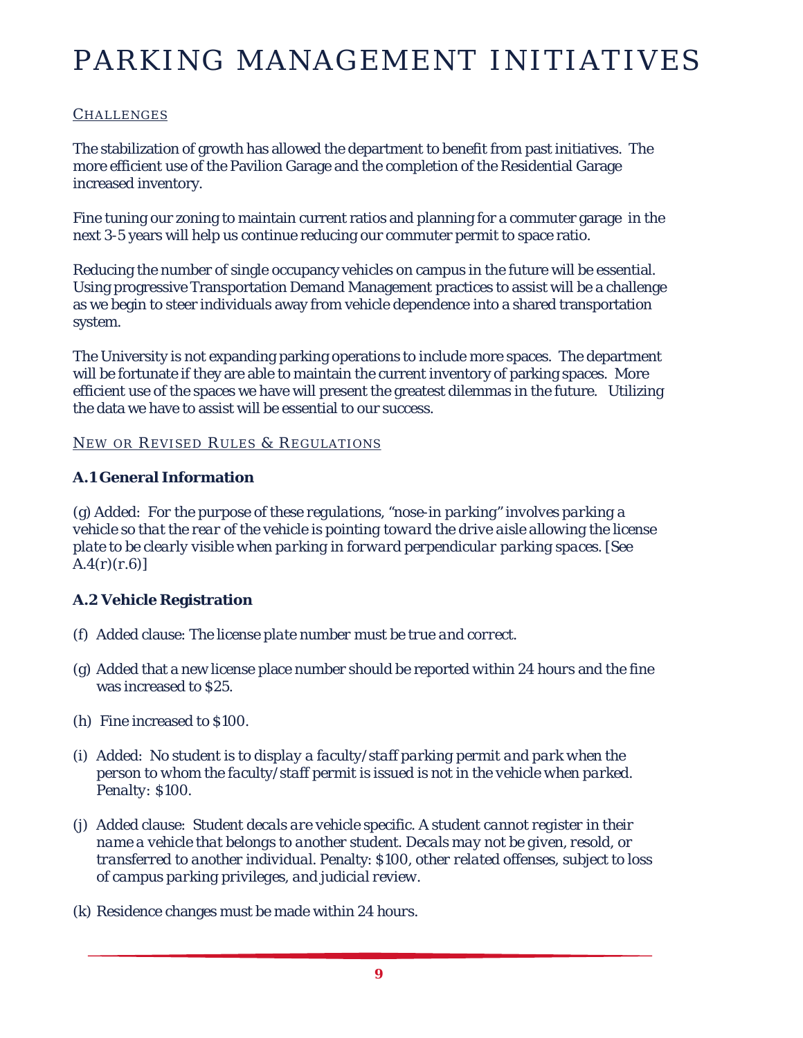# PARKING MANAGEMENT INITIATIVES

## CHALLENGES

The stabilization of growth has allowed the department to benefit from past initiatives. The more efficient use of the Pavilion Garage and the completion of the Residential Garage increased inventory.

Fine tuning our zoning to maintain current ratios and planning for a commuter garage in the next 3-5 years will help us continue reducing our commuter permit to space ratio.

Reducing the number of single occupancy vehicles on campus in the future will be essential. Using progressive Transportation Demand Management practices to assist will be a challenge as we begin to steer individuals away from vehicle dependence into a shared transportation system.

The University is not expanding parking operations to include more spaces. The department will be fortunate if they are able to maintain the current inventory of parking spaces. More efficient use of the spaces we have will present the greatest dilemmas in the future. Utilizing the data we have to assist will be essential to our success.

## NEW OR REVISED RULES & REGULATIONS

### A.1 General Information

(g) Added: *For the purpose of these regulations, "nose-in parking" involves parking a vehicle so that the rear of the vehicle is pointing toward the drive aisle allowing the license plate to be clearly visible when parking in forward perpendicular parking spaces. [See A.4(r)(r.6)]*

### A.2 Vehicle Registration

(f) Added clause: *The license plate number must be true and correct.*

(g) Added that a new license place number should be reported within 24 hours and the fine was increased to $25.

(h) Fine increased to $100.

(i) Added: *No student is to display a faculty/staff parking permit and park when the person to whom the faculty/staff permit is issued is not in the vehicle when parked. Penalty: $100.*

(j) Added clause: *Student decals are vehicle specific. A student cannot register in their name a vehicle that belongs to another student. Decals may not be given, resold, or transferred to another individual. Penalty: $100, other related offenses, subject to loss of campus parking privileges, and judicial review.*

(k) Residence changes must be made within 24 hours.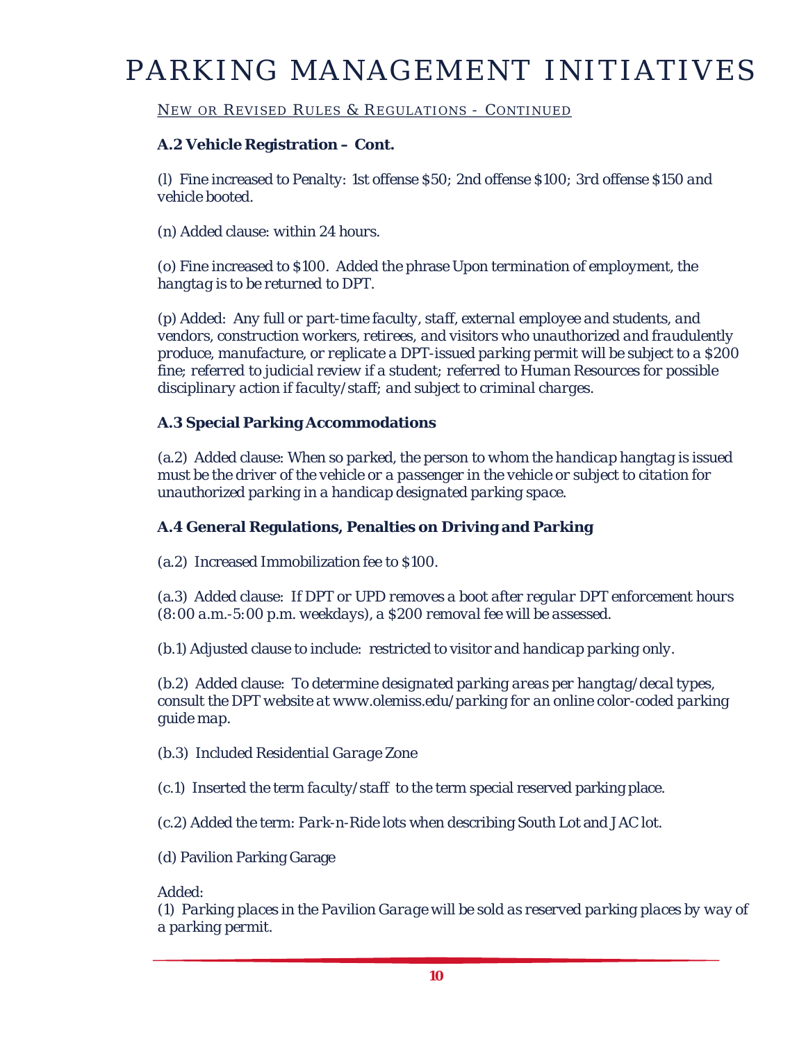# PARKING MANAGEMENT INITIATIVES

NEW OR REVISED RULES & REGULATIONS - CONTINUED

**A.2 Vehicle Registration – Cont.**

(l) Fine increased to *Penalty: 1st offense $50; 2nd offense $100; 3rd offense $150 and vehicle booted.*

(n) Added clause: *within 24 hours.*

(o) Fine increased to *$100*. Added the phrase *Upon termination of employment, the hangtag is to be returned to DPT.*

(p) Added: *Any full or part-time faculty, staff, external employee and students, and vendors, construction workers, retirees, and visitors who unauthorized and fraudulently produce, manufacture, or replicate a DPT-issued parking permit will be subject to a $200 fine; referred to judicial review if a student; referred to Human Resources for possible disciplinary action if faculty/staff; and subject to criminal charges.*

**A.3 Special Parking Accommodations**

(a.2) Added clause: *When so parked, the person to whom the handicap hangtag is issued must be the driver of the vehicle or a passenger in the vehicle or subject to citation for unauthorized parking in a handicap designated parking space.*

**A.4 General Regulations, Penalties on Driving and Parking**

(a.2) Increased Immobilization fee to *$100.*

(a.3) Added clause: *If DPT or UPD removes a boot after regular DPT enforcement hours (8:00 a.m.-5:00 p.m. weekdays), a $200 removal fee will be assessed.*

(b.1) Adjusted clause to include: *restricted to visitor and handicap parking only.*

(b.2) Added clause: *To determine designated parking areas per hangtag/decal types, consult the DPT website at www.olemiss.edu/parking for an online color-coded parking guide map.*

(b.3) Included *Residential Garage Zone*

(c.1) Inserted the term *faculty/staff* to the term special reserved parking place.

(c.2) Added the term: *Park-n-Ride lots* when describing South Lot and JAC lot.

(d) Pavilion Parking Garage

Added:
(1) *Parking places in the Pavilion Garage will be sold as reserved parking places by way of a parking permit.*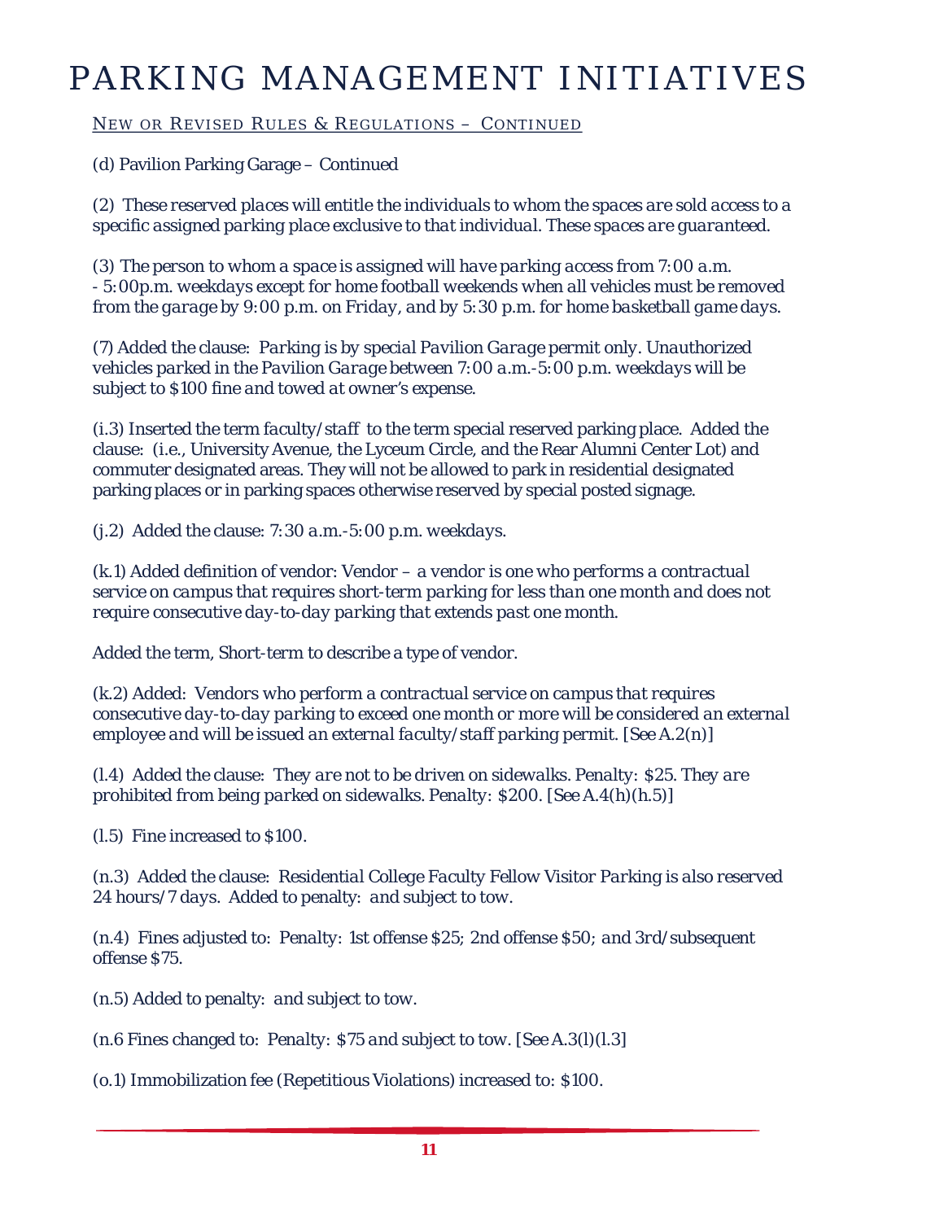# PARKING MANAGEMENT INITIATIVES

NEW OR REVISED RULES & REGULATIONS – CONTINUED

(d) Pavilion Parking Garage – Continued

(2) *These reserved places will entitle the individuals to whom the spaces are sold access to a specific assigned parking place exclusive to that individual. These spaces are guaranteed.*

(3) *The person to whom a space is assigned will have parking access from 7:00 a.m. - 5:00p.m. weekdays except for home football weekends when all vehicles must be removed from the garage by 9:00 p.m. on Friday, and by 5:30 p.m. for home basketball game days.*

(7) Added the clause: *Parking is by special Pavilion Garage permit only. Unauthorized vehicles parked in the Pavilion Garage between 7:00 a.m.-5:00 p.m. weekdays will be subject to $100 fine and towed at owner's expense.*

(i.3) Inserted the term *faculty/staff* to the term special reserved parking place. Added the clause: (i.e., University Avenue, the Lyceum Circle, and the Rear Alumni Center Lot) and commuter designated areas. They will not be allowed to park in residential designated parking places or in parking spaces otherwise reserved by special posted signage.

(j.2) Added the clause: *7:30 a.m.-5:00 p.m. weekdays.*

(k.1) Added definition of vendor: *Vendor – a vendor is one who performs a contractual service on campus that requires short-term parking for less than one month and does not require consecutive day-to-day parking that extends past one month.*

Added the term, Short-term to describe a type of vendor.

(k.2) Added: *Vendors who perform a contractual service on campus that requires consecutive day-to-day parking to exceed one month or more will be considered an external employee and will be issued an external faculty/staff parking permit. [See A.2(n)]*

(l.4) Added the clause: *They are not to be driven on sidewalks. Penalty: $25. They are prohibited from being parked on sidewalks. Penalty: $200. [See A.4(h)(h.5)]*

(l.5) Fine increased to *$100.*

(n.3) Added the clause: *Residential College Faculty Fellow Visitor Parking is also reserved 24 hours/7 days.* Added to penalty: *and subject to tow.*

(n.4) Fines adjusted to: *Penalty: 1st offense $25; 2nd offense $50; and 3rd/subsequent offense $75.*

(n.5) Added to penalty: *and subject to tow.*

(n.6 Fines changed to: *Penalty: $75 and subject to tow. [See A.3(l)(l.3]*

(o.1) Immobilization fee (Repetitious Violations) increased to: *$100.*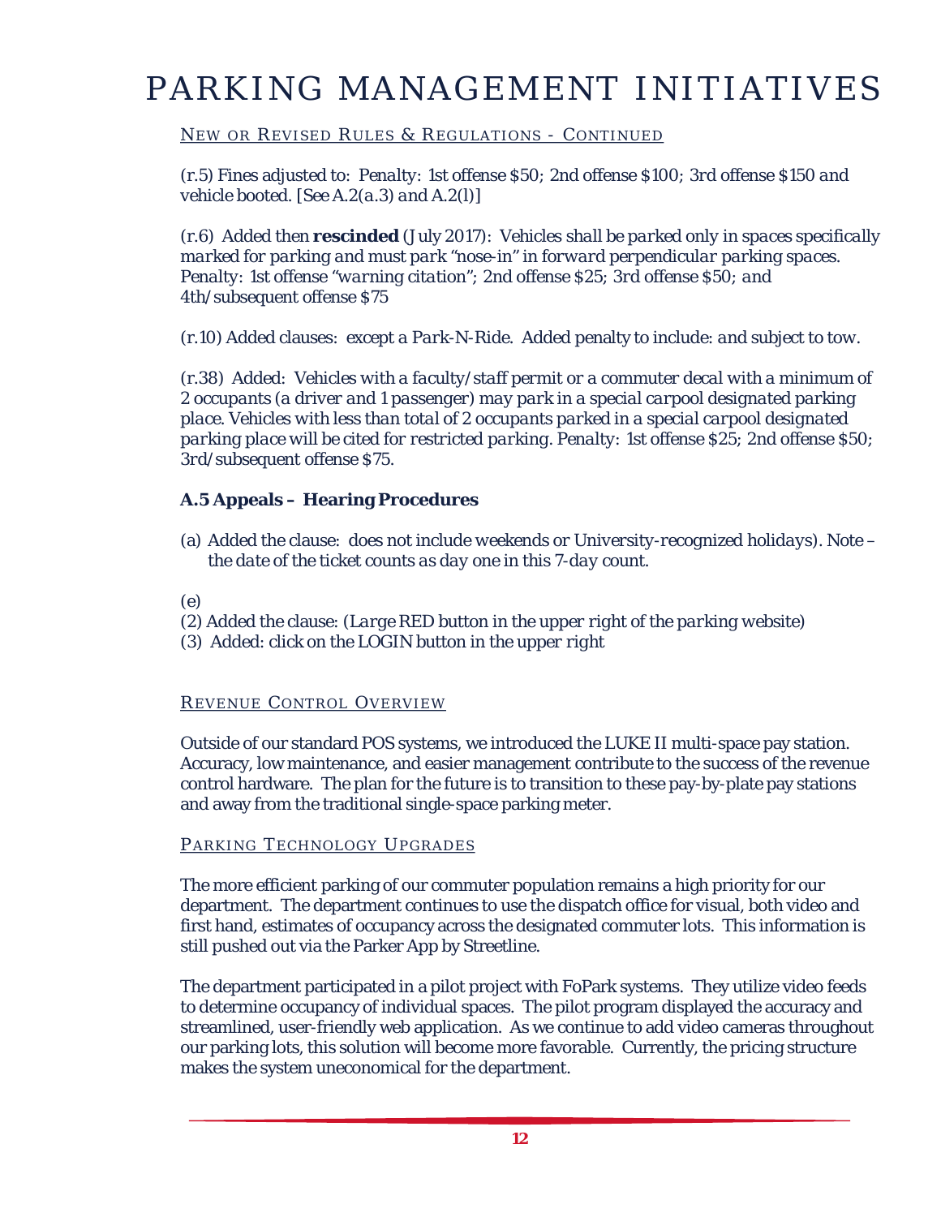# PARKING MANAGEMENT INITIATIVES

## NEW OR REVISED RULES & REGULATIONS - CONTINUED

(r.5) Fines adjusted to: *Penalty: 1st offense $50; 2nd offense $100; 3rd offense $150 and vehicle booted. [See A.2(a.3) and A.2(l)]*

(r.6) Added then **rescinded** (July 2017): *Vehicles shall be parked only in spaces specifically marked for parking and must park "nose-in" in forward perpendicular parking spaces. Penalty: 1st offense "warning citation"; 2nd offense $25; 3rd offense $50; and 4th/subsequent offense $75*

(r.10) Added clauses: *except a Park-N-Ride.* Added penalty to include: *and subject to tow.*

(r.38) Added: *Vehicles with a faculty/staff permit or a commuter decal with a minimum of 2 occupants (a driver and 1 passenger) may park in a special carpool designated parking place. Vehicles with less than total of 2 occupants parked in a special carpool designated parking place will be cited for restricted parking. Penalty: 1st offense $25; 2nd offense $50; 3rd/subsequent offense $75.*

### A.5 Appeals – Hearing Procedures

(a) Added the clause: *does not include weekends or University-recognized holidays). Note – the date of the ticket counts as day one in this 7-day count.*

(e)

(2) Added the clause: *(Large RED button in the upper right of the parking website)*

(3) Added: *click on the LOGIN button in the upper right*

## REVENUE CONTROL OVERVIEW

Outside of our standard POS systems, we introduced the LUKE II multi-space pay station. Accuracy, low maintenance, and easier management contribute to the success of the revenue control hardware. The plan for the future is to transition to these pay-by-plate pay stations and away from the traditional single-space parking meter.

## PARKING TECHNOLOGY UPGRADES

The more efficient parking of our commuter population remains a high priority for our department. The department continues to use the dispatch office for visual, both video and first hand, estimates of occupancy across the designated commuter lots. This information is still pushed out via the Parker App by Streetline.

The department participated in a pilot project with FoPark systems. They utilize video feeds to determine occupancy of individual spaces. The pilot program displayed the accuracy and streamlined, user-friendly web application. As we continue to add video cameras throughout our parking lots, this solution will become more favorable. Currently, the pricing structure makes the system uneconomical for the department.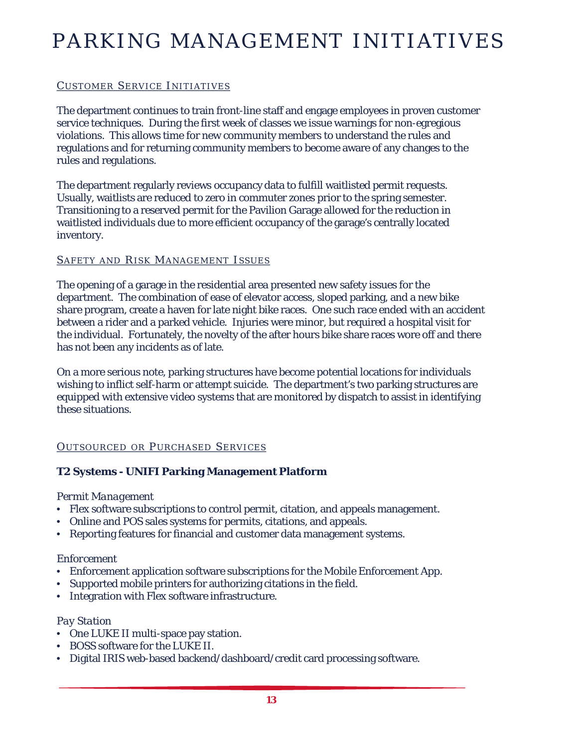# PARKING MANAGEMENT INITIATIVES

## CUSTOMER SERVICE INITIATIVES

The department continues to train front-line staff and engage employees in proven customer service techniques. During the first week of classes we issue warnings for non-egregious violations. This allows time for new community members to understand the rules and regulations and for returning community members to become aware of any changes to the rules and regulations.

The department regularly reviews occupancy data to fulfill waitlisted permit requests. Usually, waitlists are reduced to zero in commuter zones prior to the spring semester. Transitioning to a reserved permit for the Pavilion Garage allowed for the reduction in waitlisted individuals due to more efficient occupancy of the garage's centrally located inventory.

## SAFETY AND RISK MANAGEMENT ISSUES

The opening of a garage in the residential area presented new safety issues for the department. The combination of ease of elevator access, sloped parking, and a new bike share program, create a haven for late night bike races. One such race ended with an accident between a rider and a parked vehicle. Injuries were minor, but required a hospital visit for the individual. Fortunately, the novelty of the after hours bike share races wore off and there has not been any incidents as of late.

On a more serious note, parking structures have become potential locations for individuals wishing to inflict self-harm or attempt suicide. The department's two parking structures are equipped with extensive video systems that are monitored by dispatch to assist in identifying these situations.

## OUTSOURCED OR PURCHASED SERVICES

**T2 Systems - UNIFI Parking Management Platform**

*Permit Management*

- Flex software subscriptions to control permit, citation, and appeals management.
- Online and POS sales systems for permits, citations, and appeals.
- Reporting features for financial and customer data management systems.

*Enforcement*

- Enforcement application software subscriptions for the Mobile Enforcement App.
- Supported mobile printers for authorizing citations in the field.
- Integration with Flex software infrastructure.

*Pay Station*

- One LUKE II multi-space pay station.
- BOSS software for the LUKE II.
- Digital IRIS web-based backend/dashboard/credit card processing software.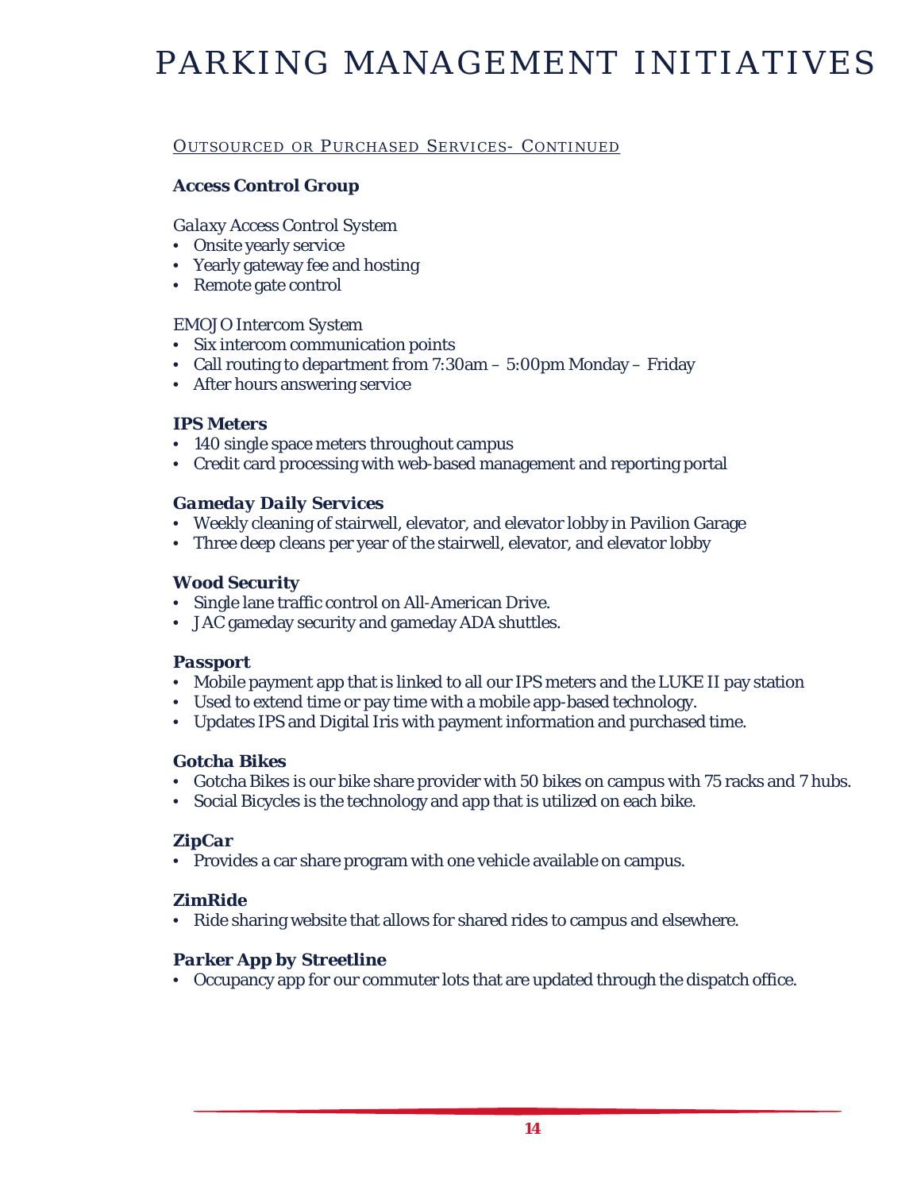# PARKING MANAGEMENT INITIATIVES

## Outsourced or Purchased Services- Continued

**Access Control Group**

*Galaxy Access Control System*
- Onsite yearly service
- Yearly gateway fee and hosting
- Remote gate control

*EMOJO Intercom System*
- Six intercom communication points
- Call routing to department from 7:30am – 5:00pm Monday – Friday
- After hours answering service

**IPS Meters**
- 140 single space meters throughout campus
- Credit card processing with web-based management and reporting portal

***Gameday Daily Services***
- Weekly cleaning of stairwell, elevator, and elevator lobby in Pavilion Garage
- Three deep cleans per year of the stairwell, elevator, and elevator lobby

**Wood Security**
- Single lane traffic control on All-American Drive.
- JAC gameday security and gameday ADA shuttles.

***Passport***
- Mobile payment app that is linked to all our IPS meters and the LUKE II pay station
- Used to extend time or pay time with a mobile app-based technology.
- Updates IPS and Digital Iris with payment information and purchased time.

**Gotcha Bikes**
- Gotcha Bikes is our bike share provider with 50 bikes on campus with 75 racks and 7 hubs.
- Social Bicycles is the technology and app that is utilized on each bike.

***ZipCar***
- Provides a car share program with one vehicle available on campus.

***ZimRide***
- Ride sharing website that allows for shared rides to campus and elsewhere.

***Parker App by Streetline***
- Occupancy app for our commuter lots that are updated through the dispatch office.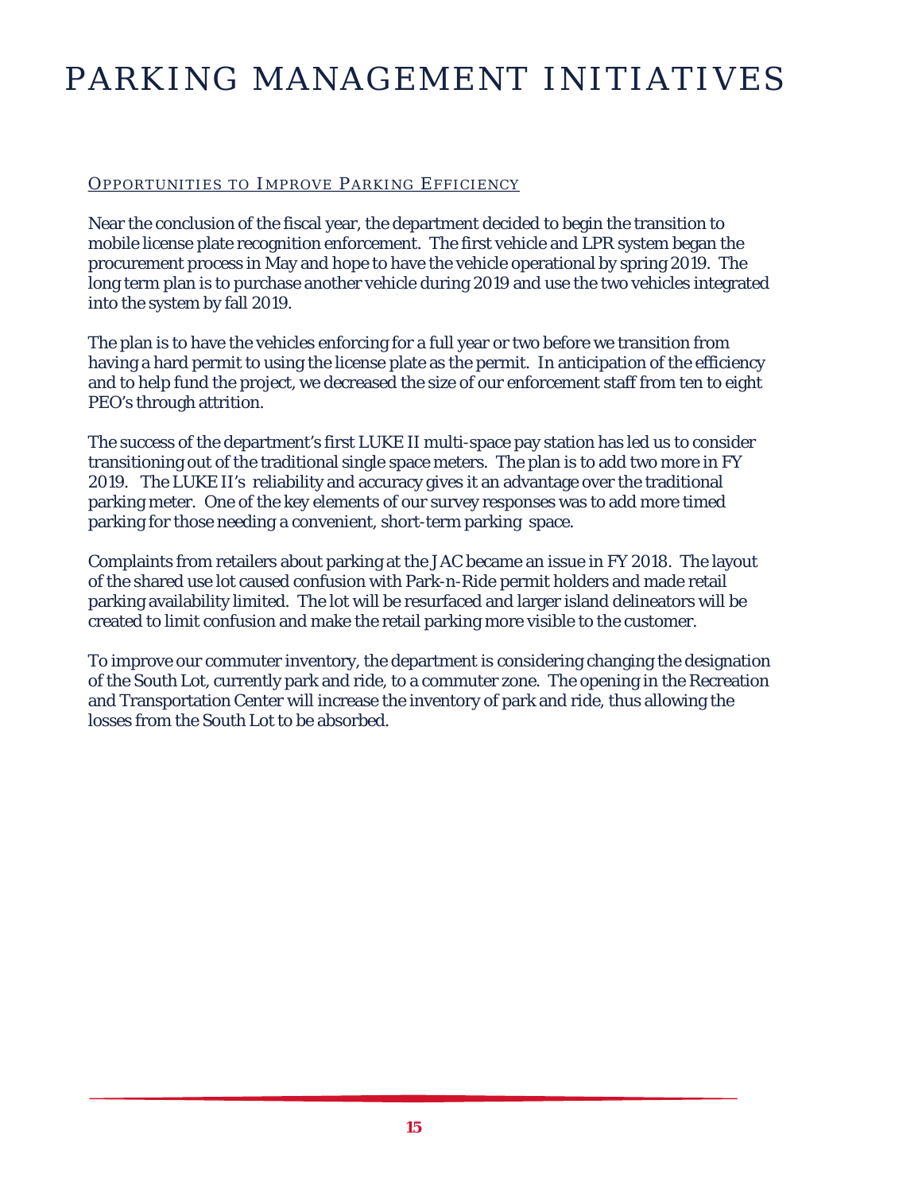# PARKING MANAGEMENT INITIATIVES

## Opportunities to Improve Parking Efficiency

Near the conclusion of the fiscal year, the department decided to begin the transition to mobile license plate recognition enforcement. The first vehicle and LPR system began the procurement process in May and hope to have the vehicle operational by spring 2019. The long term plan is to purchase another vehicle during 2019 and use the two vehicles integrated into the system by fall 2019.

The plan is to have the vehicles enforcing for a full year or two before we transition from having a hard permit to using the license plate as the permit. In anticipation of the efficiency and to help fund the project, we decreased the size of our enforcement staff from ten to eight PEO's through attrition.

The success of the department's first LUKE II multi-space pay station has led us to consider transitioning out of the traditional single space meters. The plan is to add two more in FY 2019. The LUKE II's reliability and accuracy gives it an advantage over the traditional parking meter. One of the key elements of our survey responses was to add more timed parking for those needing a convenient, short-term parking space.

Complaints from retailers about parking at the JAC became an issue in FY 2018. The layout of the shared use lot caused confusion with Park-n-Ride permit holders and made retail parking availability limited. The lot will be resurfaced and larger island delineators will be created to limit confusion and make the retail parking more visible to the customer.

To improve our commuter inventory, the department is considering changing the designation of the South Lot, currently park and ride, to a commuter zone. The opening in the Recreation and Transportation Center will increase the inventory of park and ride, thus allowing the losses from the South Lot to be absorbed.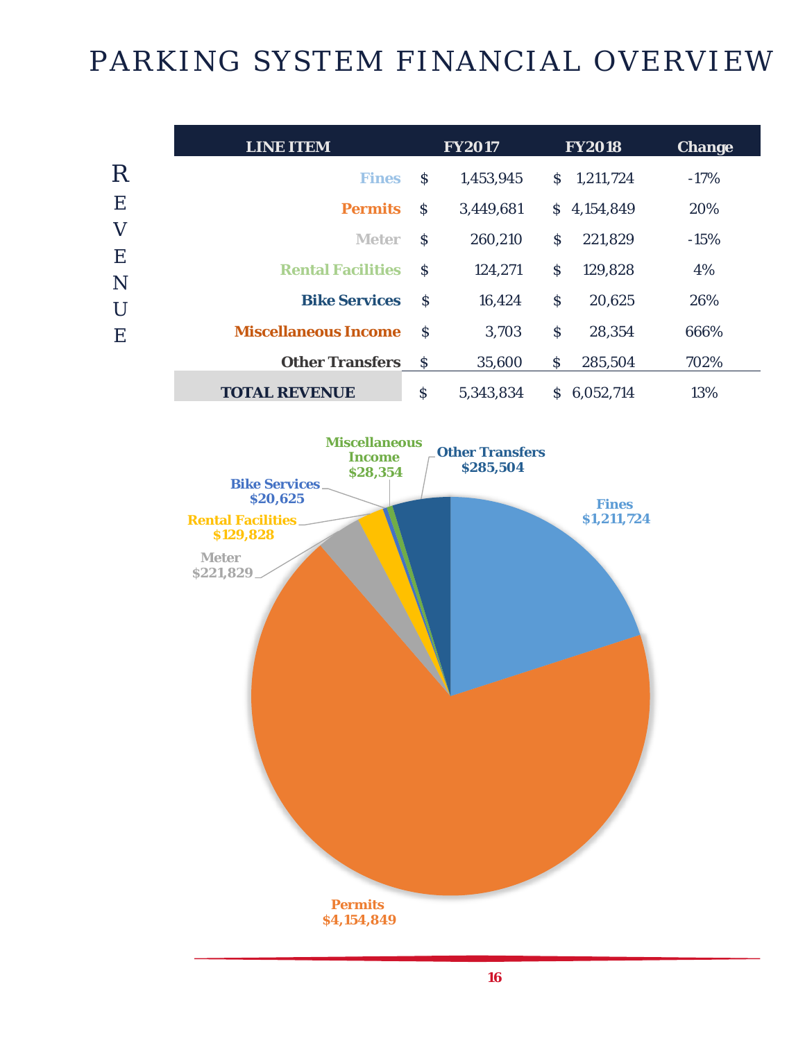# PARKING SYSTEM FINANCIAL OVERVIEW

## REVENUE

| LINE ITEM | FY2017 | FY2018 | Change |
|---|---|---|---|
| Fines | $ 1,453,945 | $ 1,211,724 | -17% |
| Permits | $ 3,449,681 | $ 4,154,849 | 20% |
| Meter | $ 260,210 | $ 221,829 | -15% |
| Rental Facilities | $ 124,271 | $ 129,828 | 4% |
| Bike Services | $ 16,424 | $ 20,625 | 26% |
| Miscellaneous Income | $ 3,703 | $ 28,354 | 666% |
| Other Transfers | $ 35,600 | $ 285,504 | 702% |
| **TOTAL REVENUE** | $ 5,343,834 | $ 6,052,714 | 13% |

Fines $1,211,724
Permits $4,154,849
Meter $221,829
Rental Facilities $129,828
Bike Services $20,625
Miscellaneous Income $28,354
Other Transfers $285,504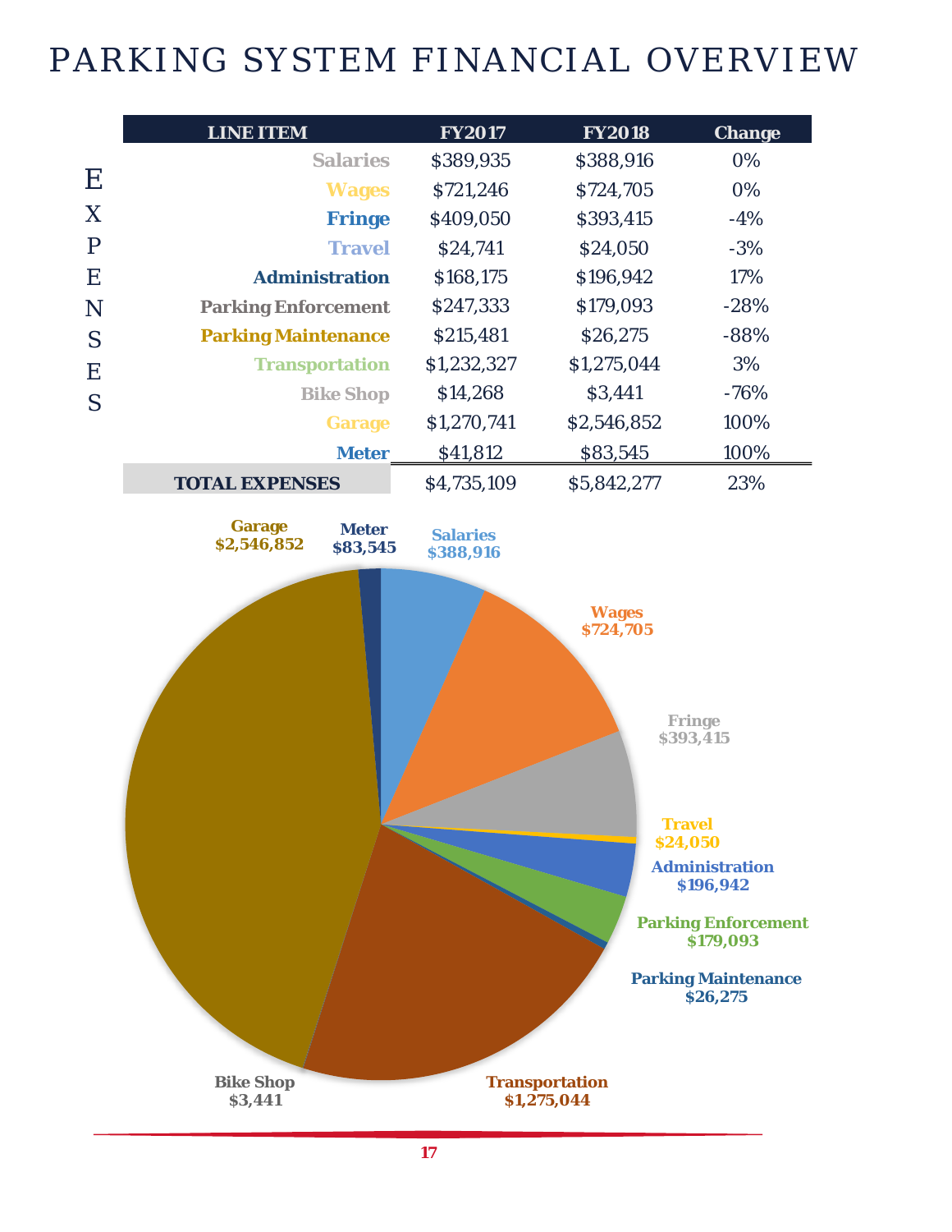# PARKING SYSTEM FINANCIAL OVERVIEW

EXPENSES

| LINE ITEM | FY2017 | FY2018 | Change |
|---|---|---|---|
| Salaries | $389,935 | $388,916 | 0% |
| Wages | $721,246 | $724,705 | 0% |
| Fringe | $409,050 | $393,415 | -4% |
| Travel | $24,741 | $24,050 | -3% |
| Administration | $168,175 | $196,942 | 17% |
| Parking Enforcement | $247,333 | $179,093 | -28% |
| Parking Maintenance | $215,481 | $26,275 | -88% |
| Transportation | $1,232,327 | $1,275,044 | 3% |
| Bike Shop | $14,268 | $3,441 | -76% |
| Garage | $1,270,741 | $2,546,852 | 100% |
| Meter | $41,812 | $83,545 | 100% |
| **TOTAL EXPENSES** | $4,735,109 | $5,842,277 | 23% |

Garage $2,546,852
Meter $83,545
Salaries $388,916
Wages $724,705
Fringe $393,415
Travel $24,050
Administration $196,942
Parking Enforcement $179,093
Parking Maintenance $26,275
Transportation $1,275,044
Bike Shop $3,441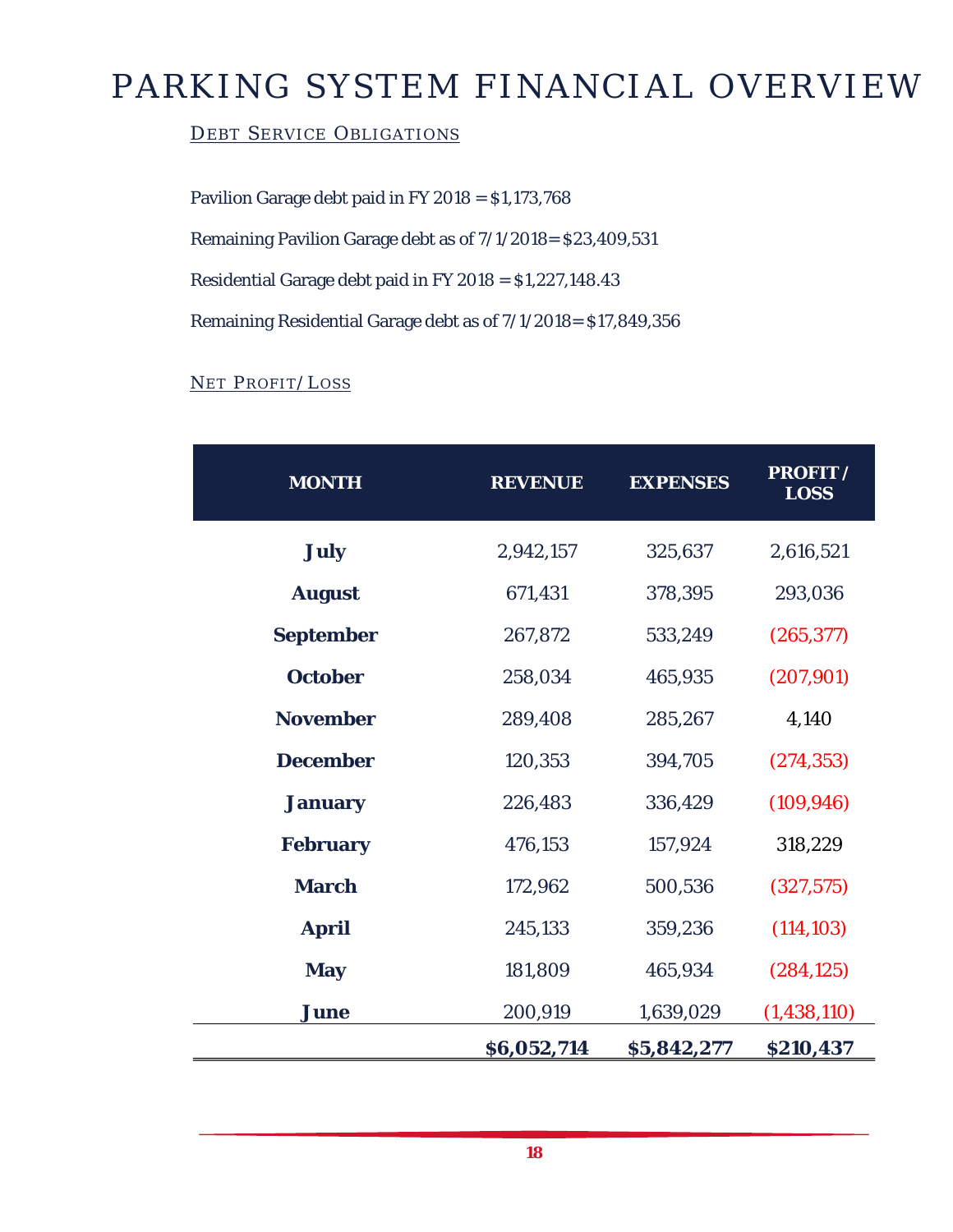# PARKING SYSTEM FINANCIAL OVERVIEW

## Debt Service Obligations

Pavilion Garage debt paid in FY 2018 = $1,173,768

Remaining Pavilion Garage debt as of 7/1/2018= $23,409,531

Residential Garage debt paid in FY 2018 = $1,227,148.43

Remaining Residential Garage debt as of 7/1/2018= $17,849,356

## Net Profit/Loss

| MONTH | REVENUE | EXPENSES | PROFIT / LOSS |
|---|---|---|---|
| **July** | 2,942,157 | 325,637 | 2,616,521 |
| **August** | 671,431 | 378,395 | 293,036 |
| **September** | 267,872 | 533,249 | (265,377) |
| **October** | 258,034 | 465,935 | (207,901) |
| **November** | 289,408 | 285,267 | 4,140 |
| **December** | 120,353 | 394,705 | (274,353) |
| **January** | 226,483 | 336,429 | (109,946) |
| **February** | 476,153 | 157,924 | 318,229 |
| **March** | 172,962 | 500,536 | (327,575) |
| **April** | 245,133 | 359,236 | (114,103) |
| **May** | 181,809 | 465,934 | (284,125) |
| **June** | 200,919 | 1,639,029 | (1,438,110) |
| | **$6,052,714** | **$5,842,277** | **$210,437** |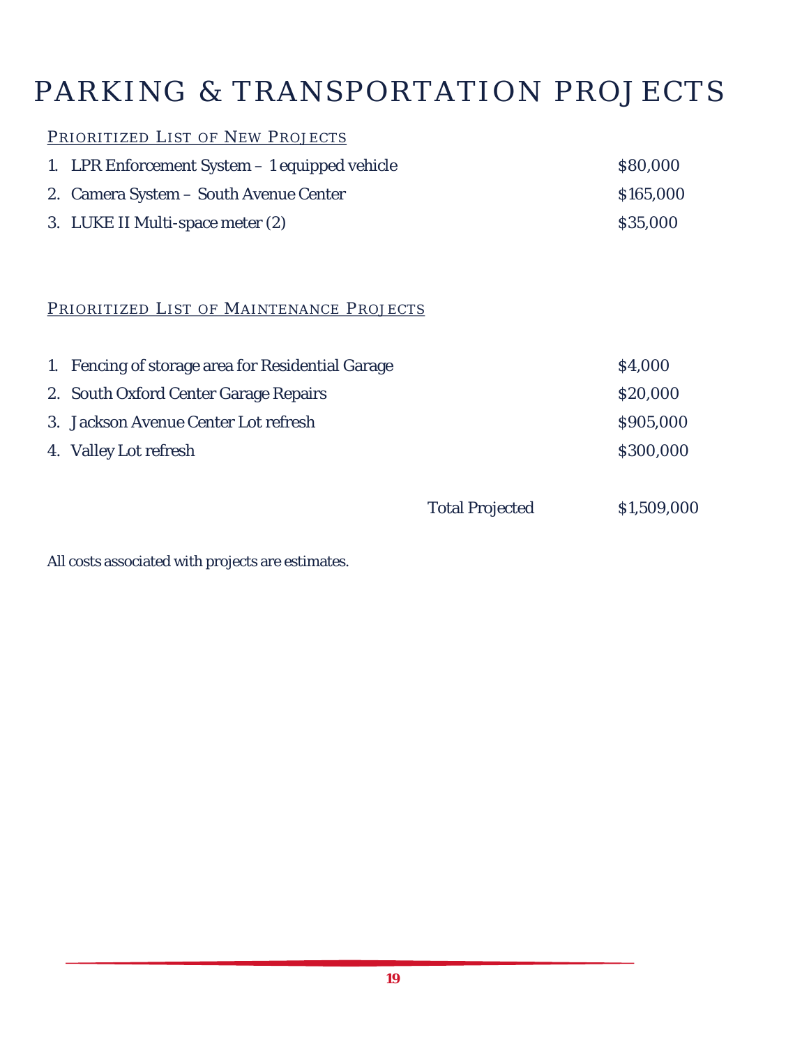# PARKING & TRANSPORTATION PROJECTS

## PRIORITIZED LIST OF NEW PROJECTS

| | |
|---|---|
| 1. LPR Enforcement System – 1 equipped vehicle | $80,000 |
| 2. Camera System – South Avenue Center | $165,000 |
| 3. LUKE II Multi-space meter (2) | $35,000 |

## PRIORITIZED LIST OF MAINTENANCE PROJECTS

| | |
|---|---|
| 1. Fencing of storage area for Residential Garage | $4,000 |
| 2. South Oxford Center Garage Repairs | $20,000 |
| 3. Jackson Avenue Center Lot refresh | $905,000 |
| 4. Valley Lot refresh | $300,000 |
| Total Projected | $1,509,000 |

All costs associated with projects are estimates.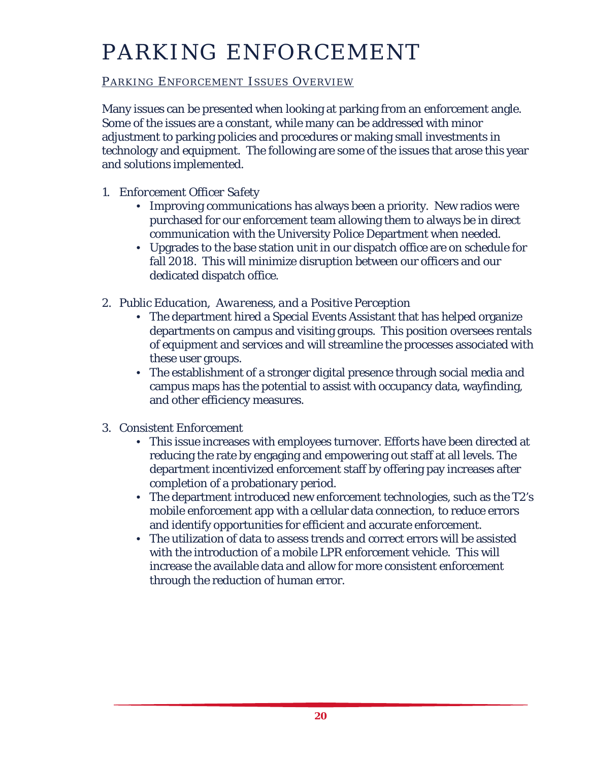# PARKING ENFORCEMENT

## Parking Enforcement Issues Overview

Many issues can be presented when looking at parking from an enforcement angle. Some of the issues are a constant, while many can be addressed with minor adjustment to parking policies and procedures or making small investments in technology and equipment. The following are some of the issues that arose this year and solutions implemented.

1. *Enforcement Officer Safety*
    - Improving communications has always been a priority. New radios were purchased for our enforcement team allowing them to always be in direct communication with the University Police Department when needed.
    - Upgrades to the base station unit in our dispatch office are on schedule for fall 2018. This will minimize disruption between our officers and our dedicated dispatch office.
2. *Public Education, Awareness, and a Positive Perception*
    - The department hired a Special Events Assistant that has helped organize departments on campus and visiting groups. This position oversees rentals of equipment and services and will streamline the processes associated with these user groups.
    - The establishment of a stronger digital presence through social media and campus maps has the potential to assist with occupancy data, wayfinding, and other efficiency measures.
3. *Consistent Enforcement*
    - This issue increases with employees turnover. Efforts have been directed at reducing the rate by engaging and empowering out staff at all levels. The department incentivized enforcement staff by offering pay increases after completion of a probationary period.
    - The department introduced new enforcement technologies, such as the T2's mobile enforcement app with a cellular data connection, to reduce errors and identify opportunities for efficient and accurate enforcement.
    - The utilization of data to assess trends and correct errors will be assisted with the introduction of a mobile LPR enforcement vehicle. This will increase the available data and allow for more consistent enforcement through the reduction of human error.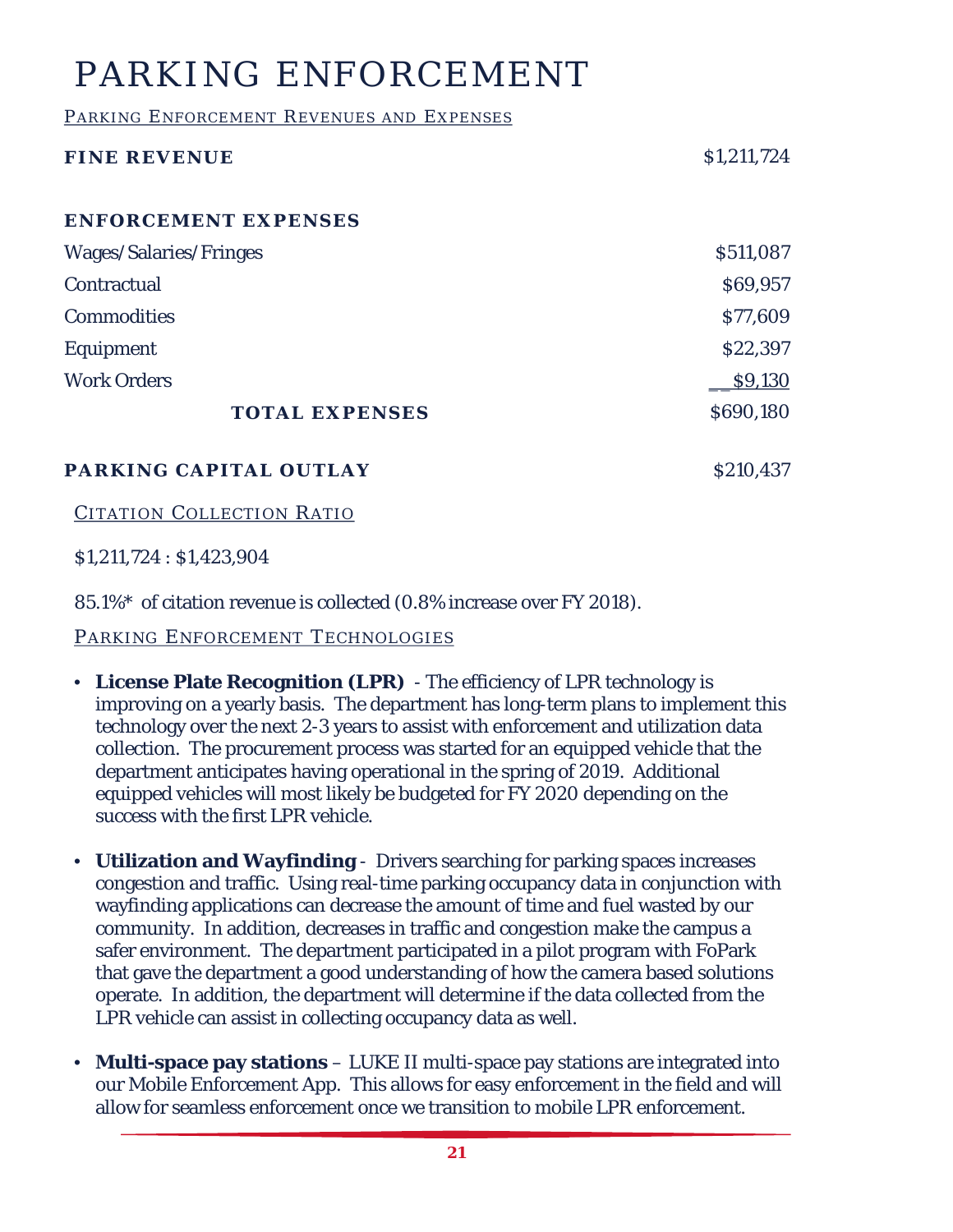# PARKING ENFORCEMENT

## Parking Enforcement Revenues and Expenses

| | |
|---|---|
| **FINE REVENUE** | $1,211,724 |
| **ENFORCEMENT EXPENSES** | |
| Wages/Salaries/Fringes | $511,087 |
| Contractual | $69,957 |
| Commodities | $77,609 |
| Equipment | $22,397 |
| Work Orders | $9,130 |
| **TOTAL EXPENSES** | $690,180 |
| **PARKING CAPITAL OUTLAY** | $210,437 |

## Citation Collection Ratio

$1,211,724 : $1,423,904

85.1%* of citation revenue is collected (0.8% increase over FY 2018).

## Parking Enforcement Technologies

- **License Plate Recognition (LPR)** - The efficiency of LPR technology is improving on a yearly basis. The department has long-term plans to implement this technology over the next 2-3 years to assist with enforcement and utilization data collection. The procurement process was started for an equipped vehicle that the department anticipates having operational in the spring of 2019. Additional equipped vehicles will most likely be budgeted for FY 2020 depending on the success with the first LPR vehicle.

- **Utilization and Wayfinding** - Drivers searching for parking spaces increases congestion and traffic. Using real-time parking occupancy data in conjunction with wayfinding applications can decrease the amount of time and fuel wasted by our community. In addition, decreases in traffic and congestion make the campus a safer environment. The department participated in a pilot program with FoPark that gave the department a good understanding of how the camera based solutions operate. In addition, the department will determine if the data collected from the LPR vehicle can assist in collecting occupancy data as well.

- **Multi-space pay stations** – LUKE II multi-space pay stations are integrated into our Mobile Enforcement App. This allows for easy enforcement in the field and will allow for seamless enforcement once we transition to mobile LPR enforcement.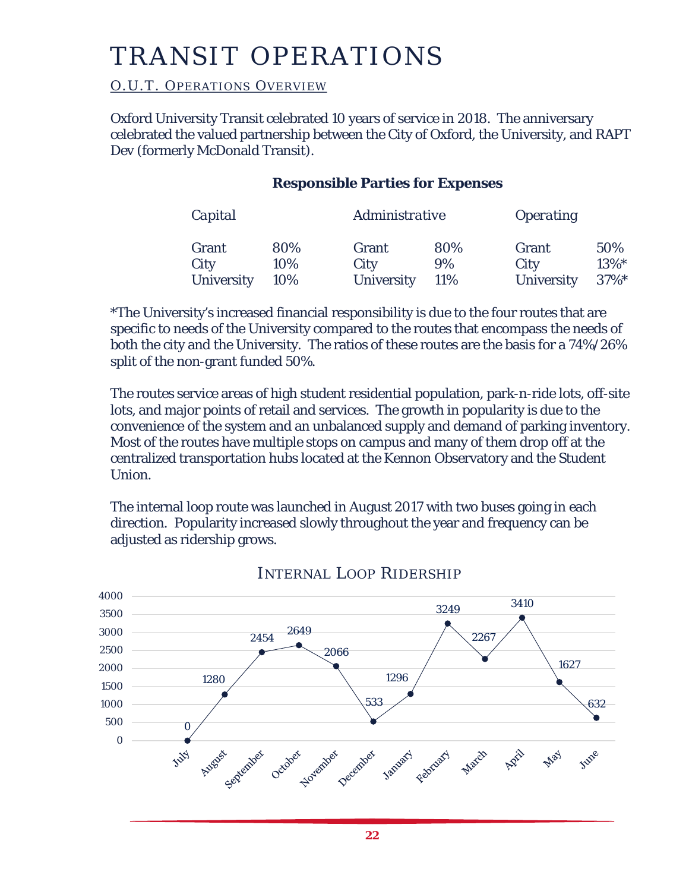# TRANSIT OPERATIONS

## O.U.T. Operations Overview

Oxford University Transit celebrated 10 years of service in 2018. The anniversary celebrated the valued partnership between the City of Oxford, the University, and RAPT Dev (formerly McDonald Transit).

**Responsible Parties for Expenses**

| *Capital* | | *Administrative* | | *Operating* | |
|---|---|---|---|---|---|
| Grant | 80% | Grant | 80% | Grant | 50% |
| City | 10% | City | 9% | City | 13%* |
| University | 10% | University | 11% | University | 37%* |

*The University's increased financial responsibility is due to the four routes that are specific to needs of the University compared to the routes that encompass the needs of both the city and the University. The ratios of these routes are the basis for a 74%/26% split of the non-grant funded 50%.

The routes service areas of high student residential population, park-n-ride lots, off-site lots, and major points of retail and services. The growth in popularity is due to the convenience of the system and an unbalanced supply and demand of parking inventory. Most of the routes have multiple stops on campus and many of them drop off at the centralized transportation hubs located at the Kennon Observatory and the Student Union.

The internal loop route was launched in August 2017 with two buses going in each direction. Popularity increased slowly throughout the year and frequency can be adjusted as ridership grows.

### Internal Loop Ridership

| Month | Ridership |
|---|---|
| July | 0 |
| August | 1280 |
| September | 2454 |
| October | 2649 |
| November | 2066 |
| December | 533 |
| January | 1296 |
| February | 3249 |
| March | 2267 |
| April | 3410 |
| May | 1627 |
| June | 632 |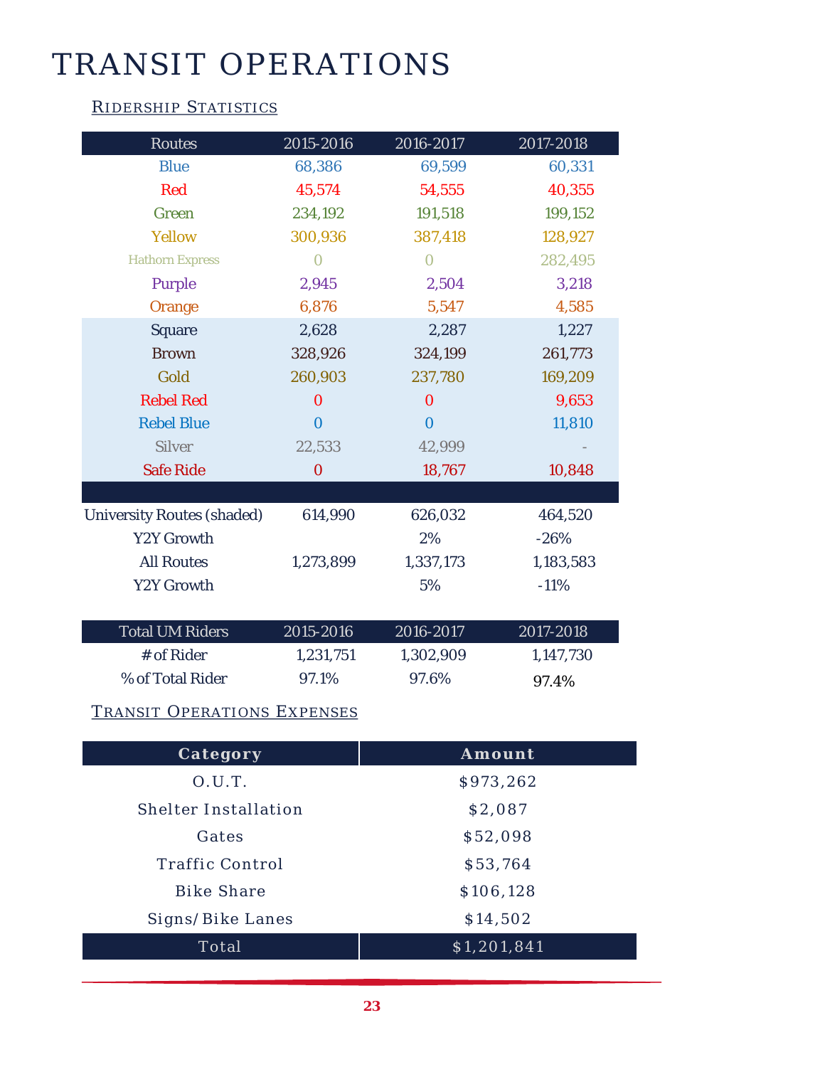# TRANSIT OPERATIONS

## Ridership Statistics

| Routes | 2015-2016 | 2016-2017 | 2017-2018 |
|---|---|---|---|
| Blue | 68,386 | 69,599 | 60,331 |
| Red | 45,574 | 54,555 | 40,355 |
| Green | 234,192 | 191,518 | 199,152 |
| Yellow | 300,936 | 387,418 | 128,927 |
| Hathorn Express | 0 | 0 | 282,495 |
| Purple | 2,945 | 2,504 | 3,218 |
| Orange | 6,876 | 5,547 | 4,585 |
| Square | 2,628 | 2,287 | 1,227 |
| Brown | 328,926 | 324,199 | 261,773 |
| Gold | 260,903 | 237,780 | 169,209 |
| Rebel Red | 0 | 0 | 9,653 |
| Rebel Blue | 0 | 0 | 11,810 |
| Silver | 22,533 | 42,999 | - |
| Safe Ride | 0 | 18,767 | 10,848 |
| University Routes (shaded) | 614,990 | 626,032 | 464,520 |
| Y2Y Growth | | 2% | -26% |
| All Routes | 1,273,899 | 1,337,173 | 1,183,583 |
| Y2Y Growth | | 5% | -11% |

| Total UM Riders | 2015-2016 | 2016-2017 | 2017-2018 |
|---|---|---|---|
| # of Rider | 1,231,751 | 1,302,909 | 1,147,730 |
| % of Total Rider | 97.1% | 97.6% | 97.4% |

## Transit Operations Expenses

| Category | Amount |
|---|---|
| O.U.T. | $973,262 |
| Shelter Installation | $2,087 |
| Gates | $52,098 |
| Traffic Control | $53,764 |
| Bike Share | $106,128 |
| Signs/Bike Lanes | $14,502 |
| Total | $1,201,841 |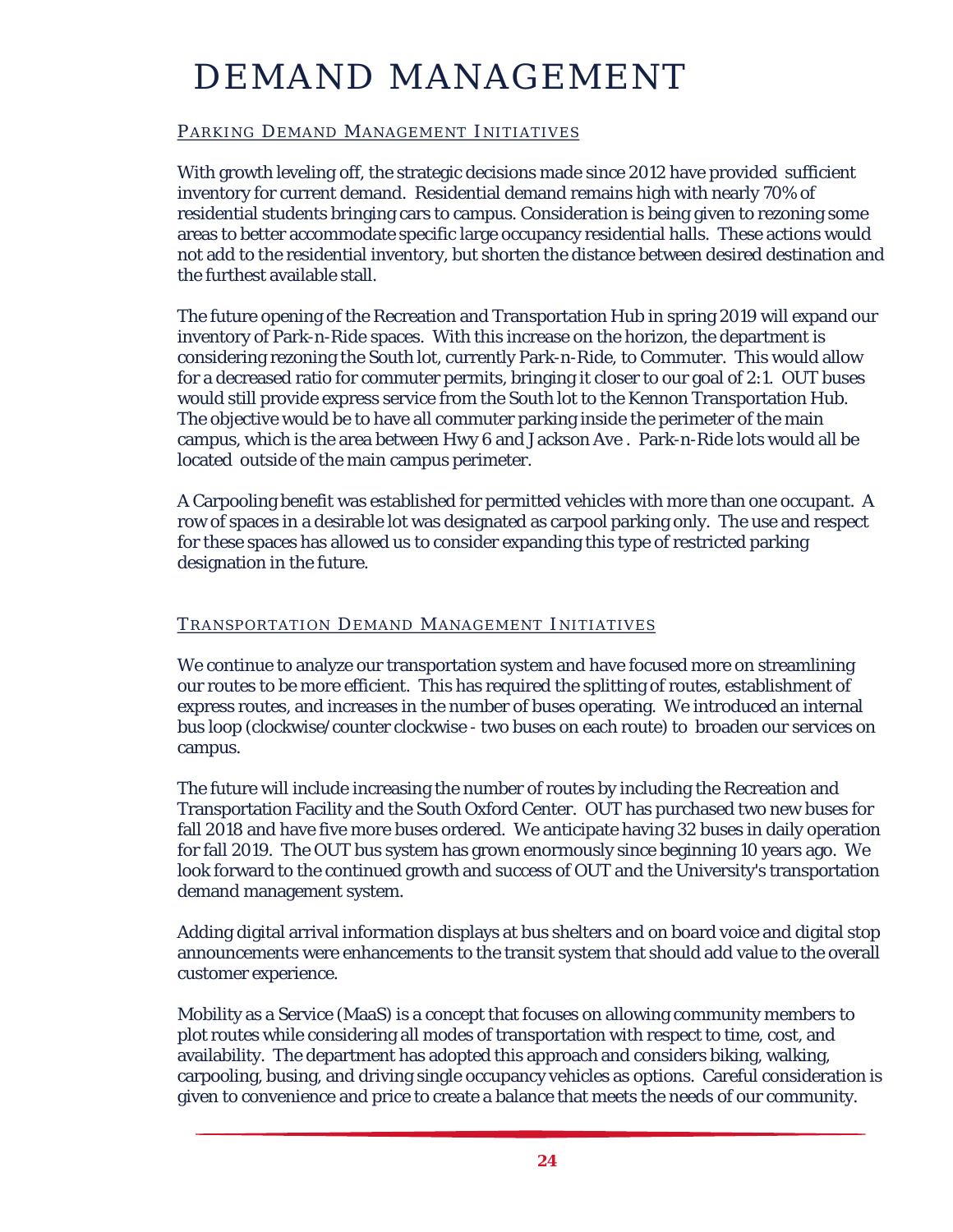# DEMAND MANAGEMENT

## PARKING DEMAND MANAGEMENT INITIATIVES

With growth leveling off, the strategic decisions made since 2012 have provided sufficient inventory for current demand. Residential demand remains high with nearly 70% of residential students bringing cars to campus. Consideration is being given to rezoning some areas to better accommodate specific large occupancy residential halls. These actions would not add to the residential inventory, but shorten the distance between desired destination and the furthest available stall.

The future opening of the Recreation and Transportation Hub in spring 2019 will expand our inventory of Park-n-Ride spaces. With this increase on the horizon, the department is considering rezoning the South lot, currently Park-n-Ride, to Commuter. This would allow for a decreased ratio for commuter permits, bringing it closer to our goal of 2:1. OUT buses would still provide express service from the South lot to the Kennon Transportation Hub. The objective would be to have all commuter parking inside the perimeter of the main campus, which is the area between Hwy 6 and Jackson Ave . Park-n-Ride lots would all be located outside of the main campus perimeter.

A Carpooling benefit was established for permitted vehicles with more than one occupant. A row of spaces in a desirable lot was designated as carpool parking only. The use and respect for these spaces has allowed us to consider expanding this type of restricted parking designation in the future.

## TRANSPORTATION DEMAND MANAGEMENT INITIATIVES

We continue to analyze our transportation system and have focused more on streamlining our routes to be more efficient. This has required the splitting of routes, establishment of express routes, and increases in the number of buses operating. We introduced an internal bus loop (clockwise/counter clockwise - two buses on each route) to broaden our services on campus.

The future will include increasing the number of routes by including the Recreation and Transportation Facility and the South Oxford Center. OUT has purchased two new buses for fall 2018 and have five more buses ordered. We anticipate having 32 buses in daily operation for fall 2019. The OUT bus system has grown enormously since beginning 10 years ago. We look forward to the continued growth and success of OUT and the University's transportation demand management system.

Adding digital arrival information displays at bus shelters and on board voice and digital stop announcements were enhancements to the transit system that should add value to the overall customer experience.

Mobility as a Service (MaaS) is a concept that focuses on allowing community members to plot routes while considering all modes of transportation with respect to time, cost, and availability. The department has adopted this approach and considers biking, walking, carpooling, busing, and driving single occupancy vehicles as options. Careful consideration is given to convenience and price to create a balance that meets the needs of our community.